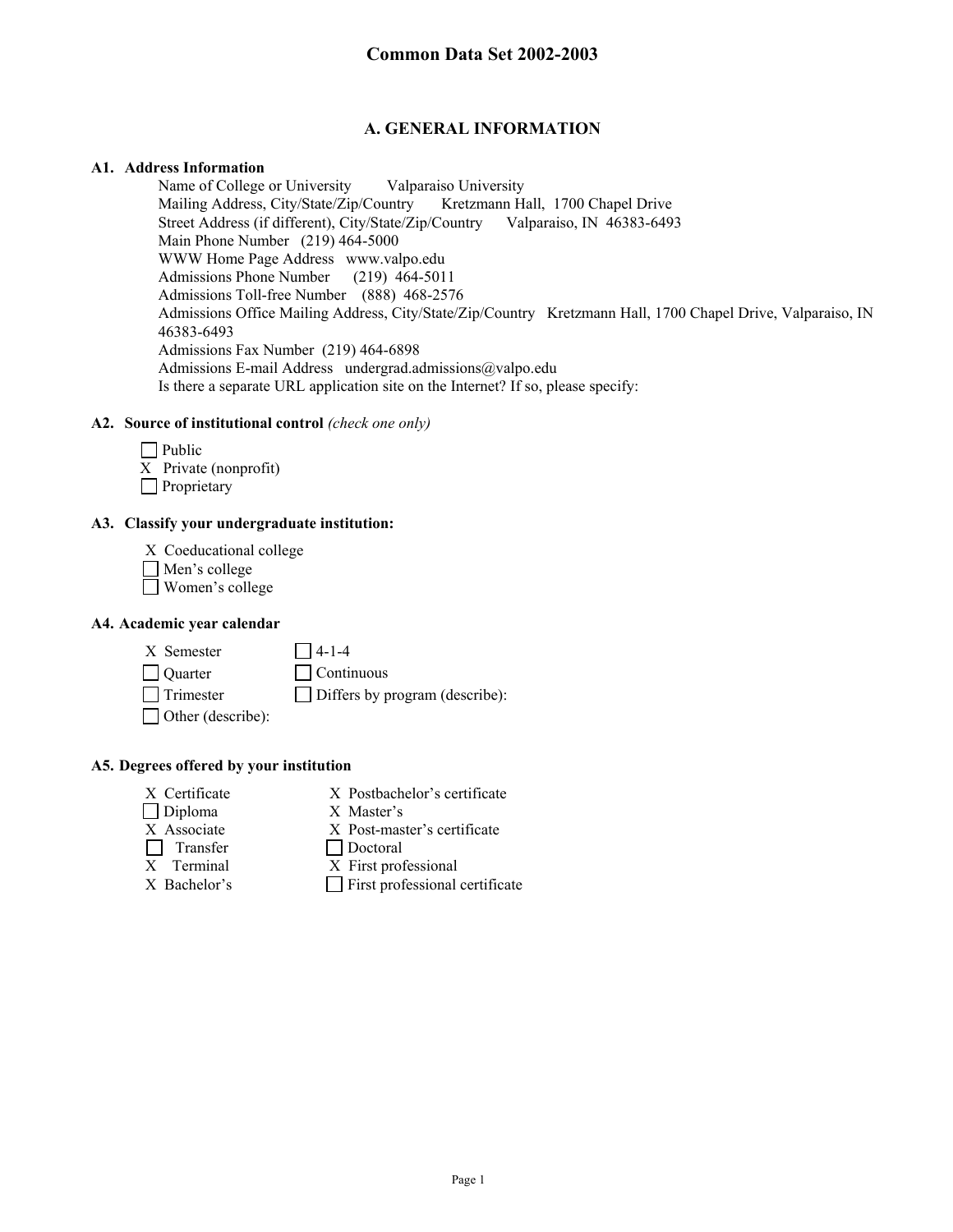# Common Data Set 2002-2003

## A. GENERAL INFORMATION

### A1. Address Information

Name of College or University Valparaiso University
Mailing Address, City/State/Zip/Country Kretzmann Hall, 1700 Chapel Drive
Street Address (if different), City/State/Zip/Country Valparaiso, IN 46383-6493
Main Phone Number (219) 464-5000
WWW Home Page Address www.valpo.edu
Admissions Phone Number (219) 464-5011
Admissions Toll-free Number (888) 468-2576
Admissions Office Mailing Address, City/State/Zip/Country Kretzmann Hall, 1700 Chapel Drive, Valparaiso, IN 46383-6493
Admissions Fax Number (219) 464-6898
Admissions E-mail Address undergrad.admissions@valpo.edu
Is there a separate URL application site on the Internet? If so, please specify:

### A2. Source of institutional control *(check one only)*

- [ ] Public
- [X] Private (nonprofit)
- [ ] Proprietary

### A3. Classify your undergraduate institution:

- [X] Coeducational college
- [ ] Men's college
- [ ] Women's college

### A4. Academic year calendar

- [X] Semester
- [ ] Quarter
- [ ] Trimester
- [ ] Other (describe):
- [ ] 4-1-4
- [ ] Continuous
- [ ] Differs by program (describe):

### A5. Degrees offered by your institution

- [X] Certificate
- [ ] Diploma
- [X] Associate
  - [ ] Transfer
  - [X] Terminal
- [X] Bachelor's
- [X] Postbachelor's certificate
- [X] Master's
- [X] Post-master's certificate
- [ ] Doctoral
- [X] First professional
- [ ] First professional certificate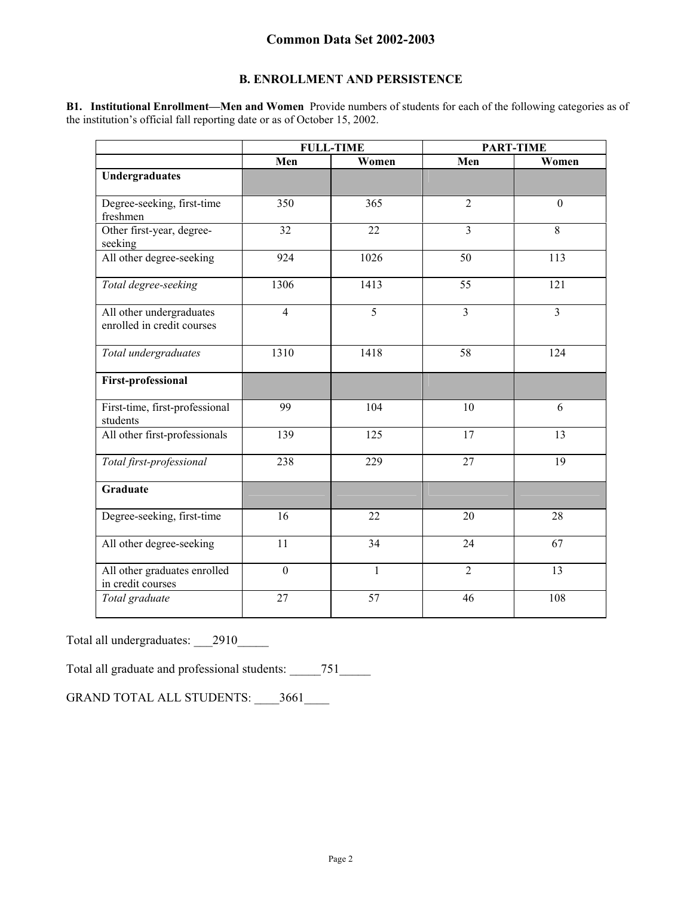# Common Data Set 2002-2003

## B. ENROLLMENT AND PERSISTENCE

**B1. Institutional Enrollment—Men and Women** Provide numbers of students for each of the following categories as of the institution's official fall reporting date or as of October 15, 2002.

| | FULL-TIME | | PART-TIME | |
|---|---|---|---|---|
| | **Men** | **Women** | **Men** | **Women** |
| **Undergraduates** | | | | |
| Degree-seeking, first-time freshmen | 350 | 365 | 2 | 0 |
| Other first-year, degree-seeking | 32 | 22 | 3 | 8 |
| All other degree-seeking | 924 | 1026 | 50 | 113 |
| *Total degree-seeking* | 1306 | 1413 | 55 | 121 |
| All other undergraduates enrolled in credit courses | 4 | 5 | 3 | 3 |
| *Total undergraduates* | 1310 | 1418 | 58 | 124 |
| **First-professional** | | | | |
| First-time, first-professional students | 99 | 104 | 10 | 6 |
| All other first-professionals | 139 | 125 | 17 | 13 |
| *Total first-professional* | 238 | 229 | 27 | 19 |
| **Graduate** | | | | |
| Degree-seeking, first-time | 16 | 22 | 20 | 28 |
| All other degree-seeking | 11 | 34 | 24 | 67 |
| All other graduates enrolled in credit courses | 0 | 1 | 2 | 13 |
| *Total graduate* | 27 | 57 | 46 | 108 |

Total all undergraduates: \_\_\_2910\_\_\_\_\_

Total all graduate and professional students: \_\_\_\_\_751\_\_\_\_\_

GRAND TOTAL ALL STUDENTS: \_\_\_\_3661\_\_\_\_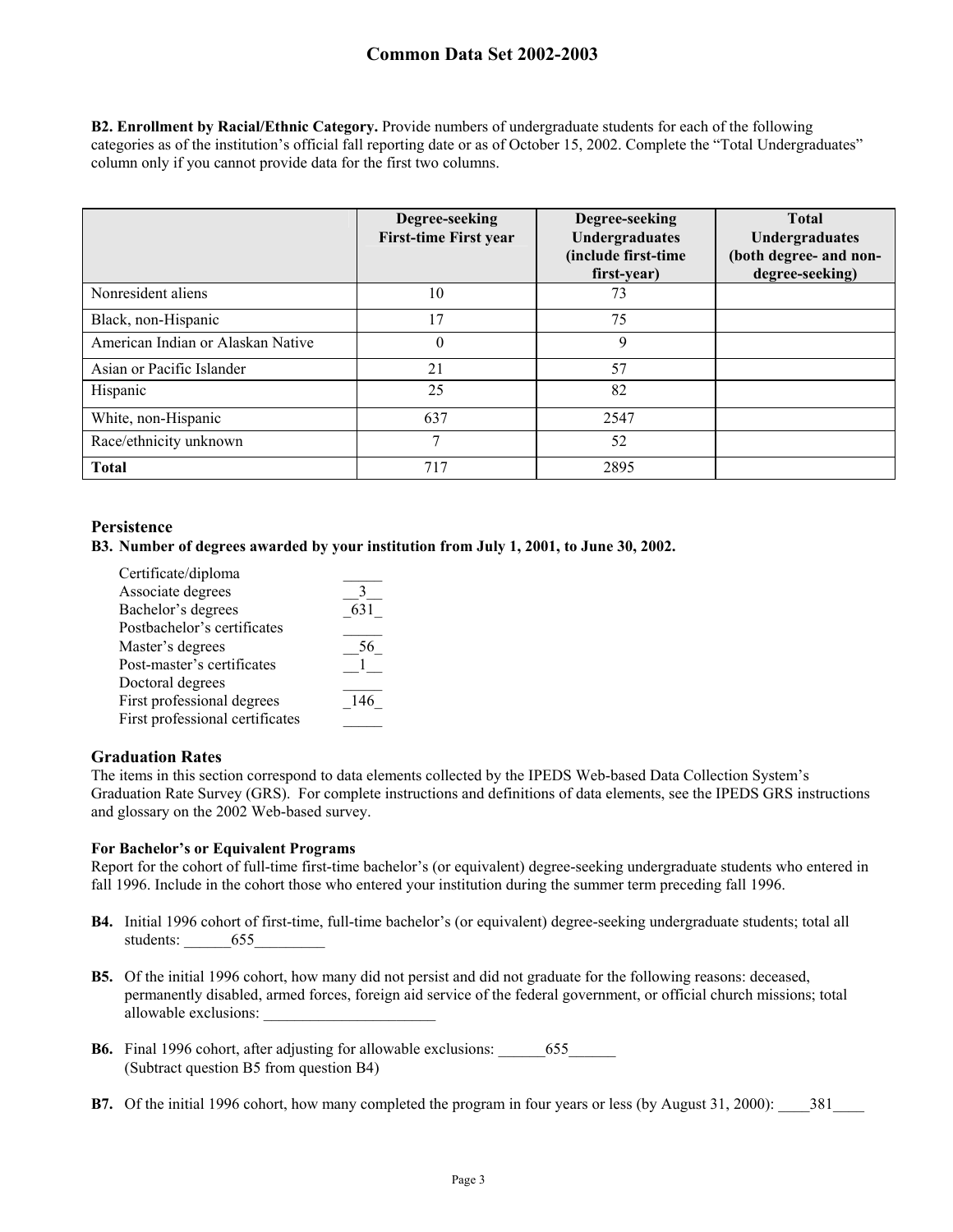**B2. Enrollment by Racial/Ethnic Category.** Provide numbers of undergraduate students for each of the following categories as of the institution's official fall reporting date or as of October 15, 2002. Complete the "Total Undergraduates" column only if you cannot provide data for the first two columns.

| | Degree-seeking First-time First year | Degree-seeking Undergraduates (include first-time first-year) | Total Undergraduates (both degree- and non-degree-seeking) |
|---|---|---|---|
| Nonresident aliens | 10 | 73 | |
| Black, non-Hispanic | 17 | 75 | |
| American Indian or Alaskan Native | 0 | 9 | |
| Asian or Pacific Islander | 21 | 57 | |
| Hispanic | 25 | 82 | |
| White, non-Hispanic | 637 | 2547 | |
| Race/ethnicity unknown | 7 | 52 | |
| **Total** | 717 | 2895 | |

## Persistence

**B3. Number of degrees awarded by your institution from July 1, 2001, to June 30, 2002.**

| | |
|---|---|
| Certificate/diploma | _____ |
| Associate degrees | 3 |
| Bachelor's degrees | 631 |
| Postbachelor's certificates | _____ |
| Master's degrees | 56 |
| Post-master's certificates | 1 |
| Doctoral degrees | _____ |
| First professional degrees | 146 |
| First professional certificates | _____ |

## Graduation Rates

The items in this section correspond to data elements collected by the IPEDS Web-based Data Collection System's Graduation Rate Survey (GRS). For complete instructions and definitions of data elements, see the IPEDS GRS instructions and glossary on the 2002 Web-based survey.

**For Bachelor's or Equivalent Programs**

Report for the cohort of full-time first-time bachelor's (or equivalent) degree-seeking undergraduate students who entered in fall 1996. Include in the cohort those who entered your institution during the summer term preceding fall 1996.

**B4.** Initial 1996 cohort of first-time, full-time bachelor's (or equivalent) degree-seeking undergraduate students; total all students: ______655_________

**B5.** Of the initial 1996 cohort, how many did not persist and did not graduate for the following reasons: deceased, permanently disabled, armed forces, foreign aid service of the federal government, or official church missions; total allowable exclusions: ______________________

**B6.** Final 1996 cohort, after adjusting for allowable exclusions: ______655______ (Subtract question B5 from question B4)

**B7.** Of the initial 1996 cohort, how many completed the program in four years or less (by August 31, 2000): ____381____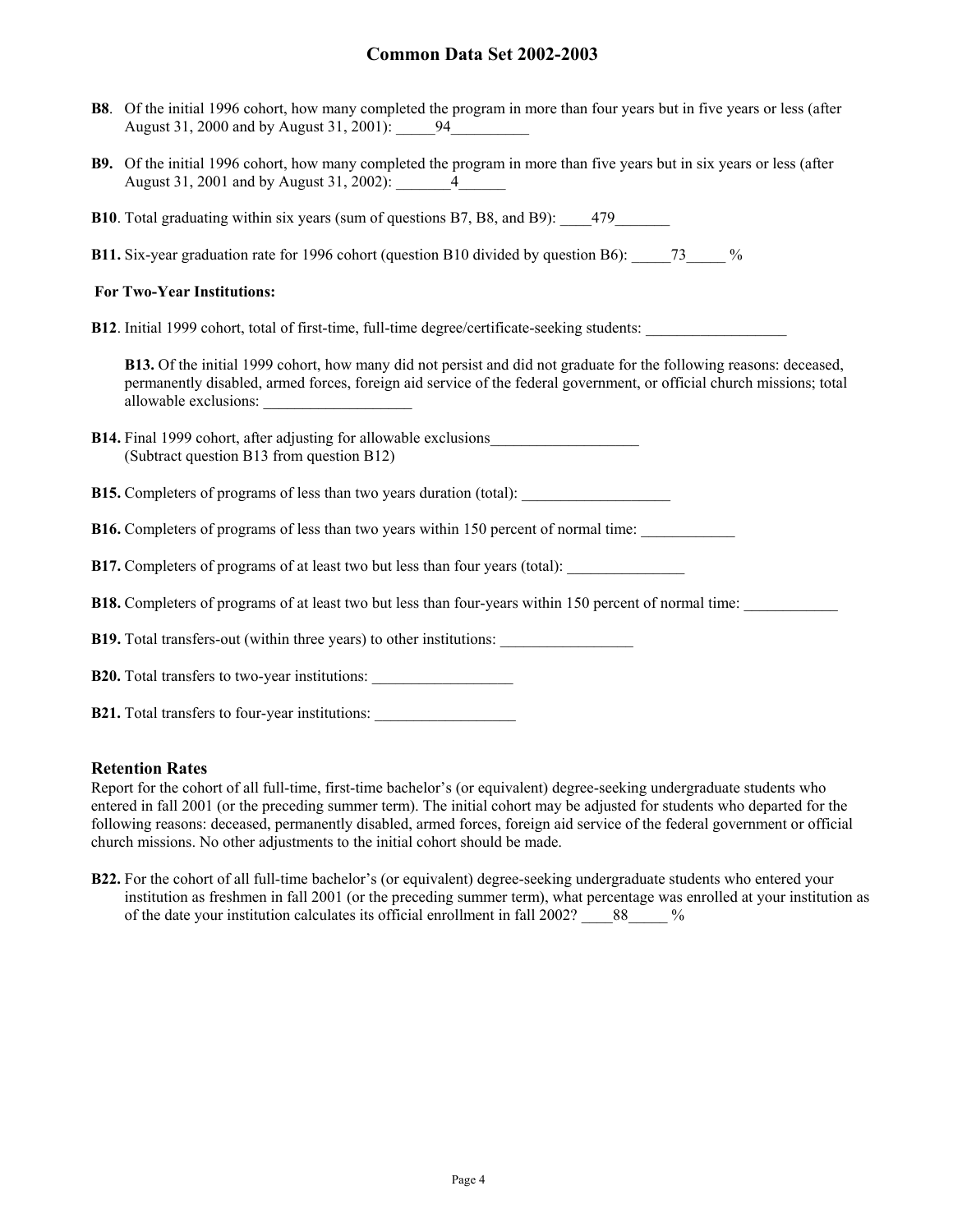**B8**. Of the initial 1996 cohort, how many completed the program in more than four years but in five years or less (after August 31, 2000 and by August 31, 2001): _____94__________

**B9.** Of the initial 1996 cohort, how many completed the program in more than five years but in six years or less (after August 31, 2001 and by August 31, 2002): _______4______

**B10**. Total graduating within six years (sum of questions B7, B8, and B9): ____479_______

**B11.** Six-year graduation rate for 1996 cohort (question B10 divided by question B6): _____73_____ %

**For Two-Year Institutions:**

**B12**. Initial 1999 cohort, total of first-time, full-time degree/certificate-seeking students: __________________

**B13.** Of the initial 1999 cohort, how many did not persist and did not graduate for the following reasons: deceased, permanently disabled, armed forces, foreign aid service of the federal government, or official church missions; total allowable exclusions: ___________________

**B14.** Final 1999 cohort, after adjusting for allowable exclusions___________________
(Subtract question B13 from question B12)

**B15.** Completers of programs of less than two years duration (total): ___________________

**B16.** Completers of programs of less than two years within 150 percent of normal time: ____________

**B17.** Completers of programs of at least two but less than four years (total): _______________

**B18.** Completers of programs of at least two but less than four-years within 150 percent of normal time: ____________

**B19.** Total transfers-out (within three years) to other institutions: _________________

**B20.** Total transfers to two-year institutions: __________________

**B21.** Total transfers to four-year institutions: __________________

## Retention Rates

Report for the cohort of all full-time, first-time bachelor's (or equivalent) degree-seeking undergraduate students who entered in fall 2001 (or the preceding summer term). The initial cohort may be adjusted for students who departed for the following reasons: deceased, permanently disabled, armed forces, foreign aid service of the federal government or official church missions. No other adjustments to the initial cohort should be made.

**B22.** For the cohort of all full-time bachelor's (or equivalent) degree-seeking undergraduate students who entered your institution as freshmen in fall 2001 (or the preceding summer term), what percentage was enrolled at your institution as of the date your institution calculates its official enrollment in fall 2002? ____88_____ %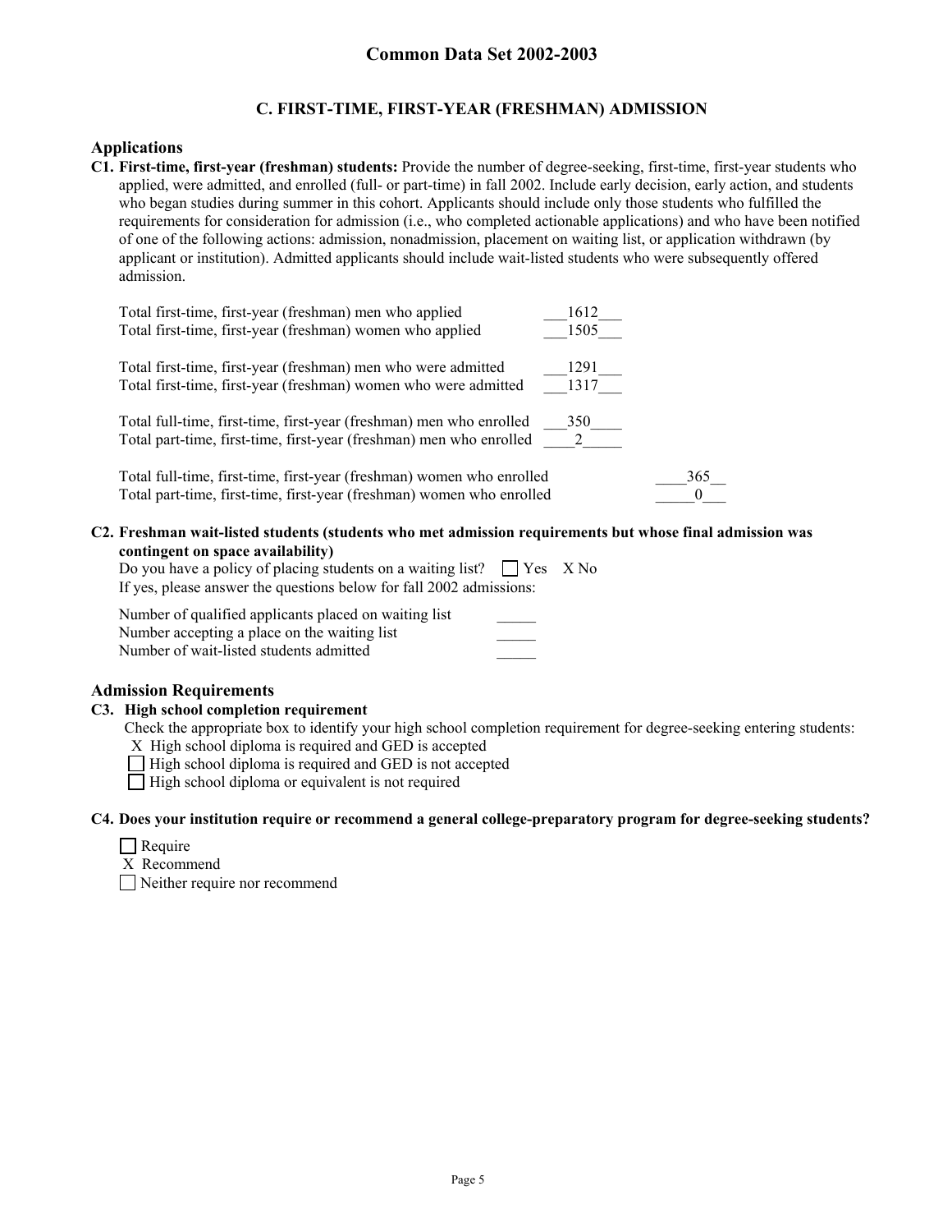# Common Data Set 2002-2003

## C. FIRST-TIME, FIRST-YEAR (FRESHMAN) ADMISSION

### Applications

**C1. First-time, first-year (freshman) students:** Provide the number of degree-seeking, first-time, first-year students who applied, were admitted, and enrolled (full- or part-time) in fall 2002. Include early decision, early action, and students who began studies during summer in this cohort. Applicants should include only those students who fulfilled the requirements for consideration for admission (i.e., who completed actionable applications) and who have been notified of one of the following actions: admission, nonadmission, placement on waiting list, or application withdrawn (by applicant or institution). Admitted applicants should include wait-listed students who were subsequently offered admission.

| | |
|---|---|
| Total first-time, first-year (freshman) men who applied | 1612 |
| Total first-time, first-year (freshman) women who applied | 1505 |
| Total first-time, first-year (freshman) men who were admitted | 1291 |
| Total first-time, first-year (freshman) women who were admitted | 1317 |
| Total full-time, first-time, first-year (freshman) men who enrolled | 350 |
| Total part-time, first-time, first-year (freshman) men who enrolled | 2 |
| Total full-time, first-time, first-year (freshman) women who enrolled | 365 |
| Total part-time, first-time, first-year (freshman) women who enrolled | 0 |

**C2. Freshman wait-listed students (students who met admission requirements but whose final admission was contingent on space availability)**

Do you have a policy of placing students on a waiting list? ☐ Yes X No

If yes, please answer the questions below for fall 2002 admissions:

| | |
|---|---|
| Number of qualified applicants placed on waiting list | _____ |
| Number accepting a place on the waiting list | _____ |
| Number of wait-listed students admitted | _____ |

### Admission Requirements

**C3. High school completion requirement**

Check the appropriate box to identify your high school completion requirement for degree-seeking entering students:

X High school diploma is required and GED is accepted
☐ High school diploma is required and GED is not accepted
☐ High school diploma or equivalent is not required

**C4. Does your institution require or recommend a general college-preparatory program for degree-seeking students?**

☐ Require
X Recommend
☐ Neither require nor recommend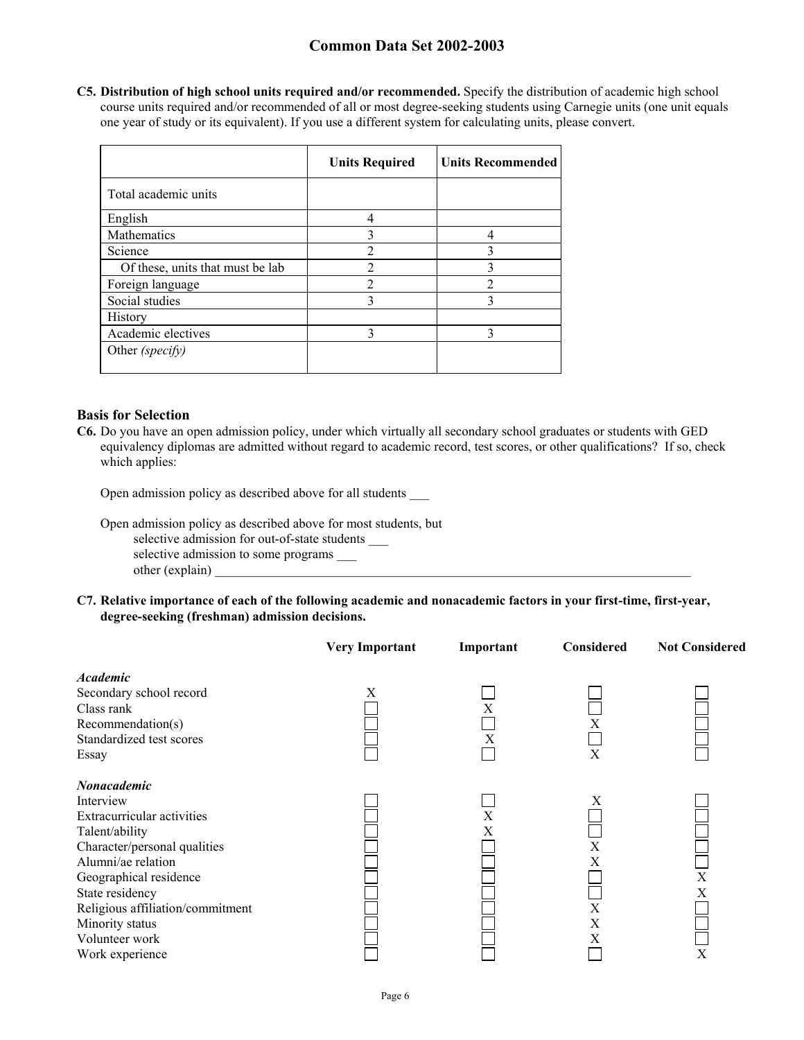## Common Data Set 2002-2003

**C5. Distribution of high school units required and/or recommended.** Specify the distribution of academic high school course units required and/or recommended of all or most degree-seeking students using Carnegie units (one unit equals one year of study or its equivalent). If you use a different system for calculating units, please convert.

| | Units Required | Units Recommended |
|---|---|---|
| Total academic units | | |
| English | 4 | |
| Mathematics | 3 | 4 |
| Science | 2 | 3 |
| Of these, units that must be lab | 2 | 3 |
| Foreign language | 2 | 2 |
| Social studies | 3 | 3 |
| History | | |
| Academic electives | 3 | 3 |
| Other *(specify)* | | |

### Basis for Selection

**C6.** Do you have an open admission policy, under which virtually all secondary school graduates or students with GED equivalency diplomas are admitted without regard to academic record, test scores, or other qualifications? If so, check which applies:

Open admission policy as described above for all students ___

Open admission policy as described above for most students, but
- selective admission for out-of-state students ___
- selective admission to some programs ___
- other (explain) ___

**C7. Relative importance of each of the following academic and nonacademic factors in your first-time, first-year, degree-seeking (freshman) admission decisions.**

| | Very Important | Important | Considered | Not Considered |
|---|---|---|---|---|
| ***Academic*** | | | | |
| Secondary school record | X | | | |
| Class rank | | X | | |
| Recommendation(s) | | | X | |
| Standardized test scores | | X | | |
| Essay | | | X | |
| ***Nonacademic*** | | | | |
| Interview | | | X | |
| Extracurricular activities | | X | | |
| Talent/ability | | X | | |
| Character/personal qualities | | | X | |
| Alumni/ae relation | | | X | |
| Geographical residence | | | | X |
| State residency | | | | X |
| Religious affiliation/commitment | | | X | |
| Minority status | | | X | |
| Volunteer work | | | X | |
| Work experience | | | | X |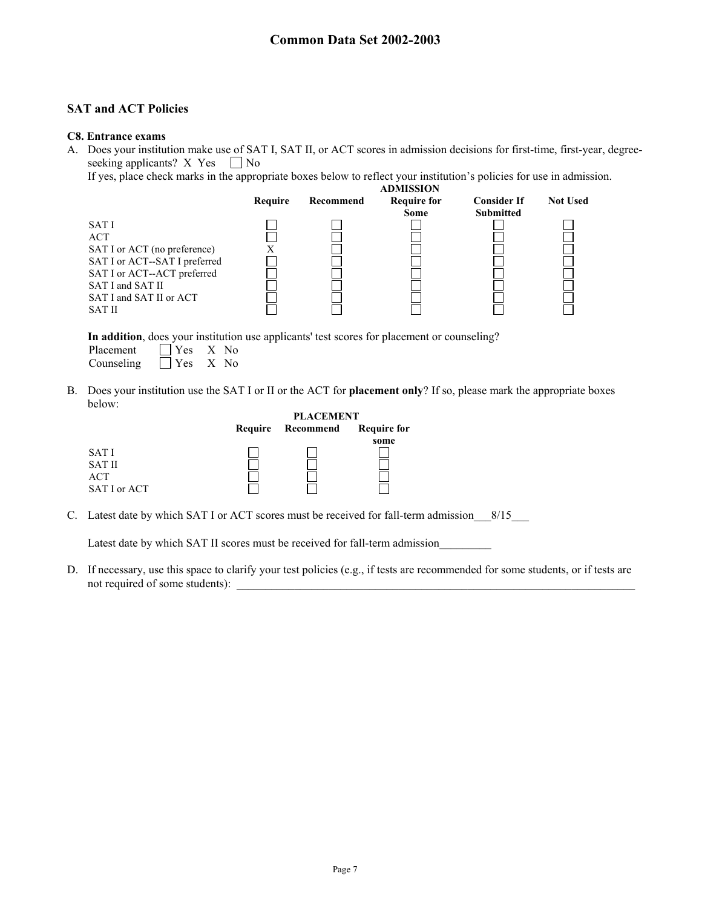## SAT and ACT Policies

### C8. Entrance exams

A. Does your institution make use of SAT I, SAT II, or ACT scores in admission decisions for first-time, first-year, degree-seeking applicants? X Yes ☐ No

If yes, place check marks in the appropriate boxes below to reflect your institution's policies for use in admission.

| | ADMISSION | | | | |
|---|---|---|---|---|---|
| | Require | Recommend | Require for Some | Consider If Submitted | Not Used |
| SAT I | ☐ | ☐ | ☐ | ☐ | ☐ |
| ACT | ☐ | ☐ | ☐ | ☐ | ☐ |
| SAT I or ACT (no preference) | X | ☐ | ☐ | ☐ | ☐ |
| SAT I or ACT--SAT I preferred | ☐ | ☐ | ☐ | ☐ | ☐ |
| SAT I or ACT--ACT preferred | ☐ | ☐ | ☐ | ☐ | ☐ |
| SAT I and SAT II | ☐ | ☐ | ☐ | ☐ | ☐ |
| SAT I and SAT II or ACT | ☐ | ☐ | ☐ | ☐ | ☐ |
| SAT II | ☐ | ☐ | ☐ | ☐ | ☐ |

**In addition**, does your institution use applicants' test scores for placement or counseling?

Placement ☐ Yes X No
Counseling ☐ Yes X No

B. Does your institution use the SAT I or II or the ACT for **placement only**? If so, please mark the appropriate boxes below:

| | PLACEMENT | | |
|---|---|---|---|
| | Require | Recommend | Require for some |
| SAT I | ☐ | ☐ | ☐ |
| SAT II | ☐ | ☐ | ☐ |
| ACT | ☐ | ☐ | ☐ |
| SAT I or ACT | ☐ | ☐ | ☐ |

C. Latest date by which SAT I or ACT scores must be received for fall-term admission___8/15___

Latest date by which SAT II scores must be received for fall-term admission_________

D. If necessary, use this space to clarify your test policies (e.g., if tests are recommended for some students, or if tests are not required of some students): ___________________________________________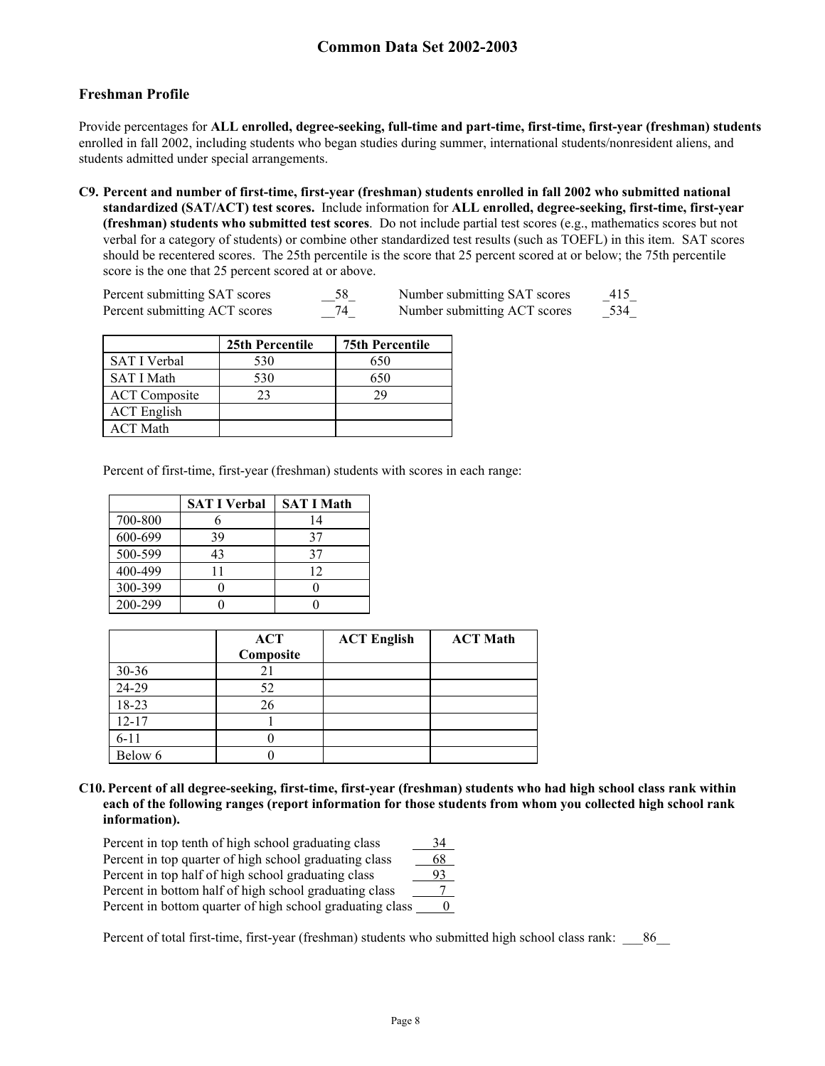## Freshman Profile

Provide percentages for **ALL enrolled, degree-seeking, full-time and part-time, first-time, first-year (freshman) students** enrolled in fall 2002, including students who began studies during summer, international students/nonresident aliens, and students admitted under special arrangements.

**C9. Percent and number of first-time, first-year (freshman) students enrolled in fall 2002 who submitted national standardized (SAT/ACT) test scores.** Include information for **ALL enrolled, degree-seeking, first-time, first-year (freshman) students who submitted test scores**. Do not include partial test scores (e.g., mathematics scores but not verbal for a category of students) or combine other standardized test results (such as TOEFL) in this item. SAT scores should be recentered scores. The 25th percentile is the score that 25 percent scored at or below; the 75th percentile score is the one that 25 percent scored at or above.

Percent submitting SAT scores 58 Number submitting SAT scores 415
Percent submitting ACT scores 74 Number submitting ACT scores 534

| | 25th Percentile | 75th Percentile |
|---|---|---|
| SAT I Verbal | 530 | 650 |
| SAT I Math | 530 | 650 |
| ACT Composite | 23 | 29 |
| ACT English | | |
| ACT Math | | |

Percent of first-time, first-year (freshman) students with scores in each range:

| | SAT I Verbal | SAT I Math |
|---|---|---|
| 700-800 | 6 | 14 |
| 600-699 | 39 | 37 |
| 500-599 | 43 | 37 |
| 400-499 | 11 | 12 |
| 300-399 | 0 | 0 |
| 200-299 | 0 | 0 |

| | ACT Composite | ACT English | ACT Math |
|---|---|---|---|
| 30-36 | 21 | | |
| 24-29 | 52 | | |
| 18-23 | 26 | | |
| 12-17 | 1 | | |
| 6-11 | 0 | | |
| Below 6 | 0 | | |

**C10. Percent of all degree-seeking, first-time, first-year (freshman) students who had high school class rank within each of the following ranges (report information for those students from whom you collected high school rank information).**

Percent in top tenth of high school graduating class 34
Percent in top quarter of high school graduating class 68
Percent in top half of high school graduating class 93
Percent in bottom half of high school graduating class 7
Percent in bottom quarter of high school graduating class 0

Percent of total first-time, first-year (freshman) students who submitted high school class rank: 86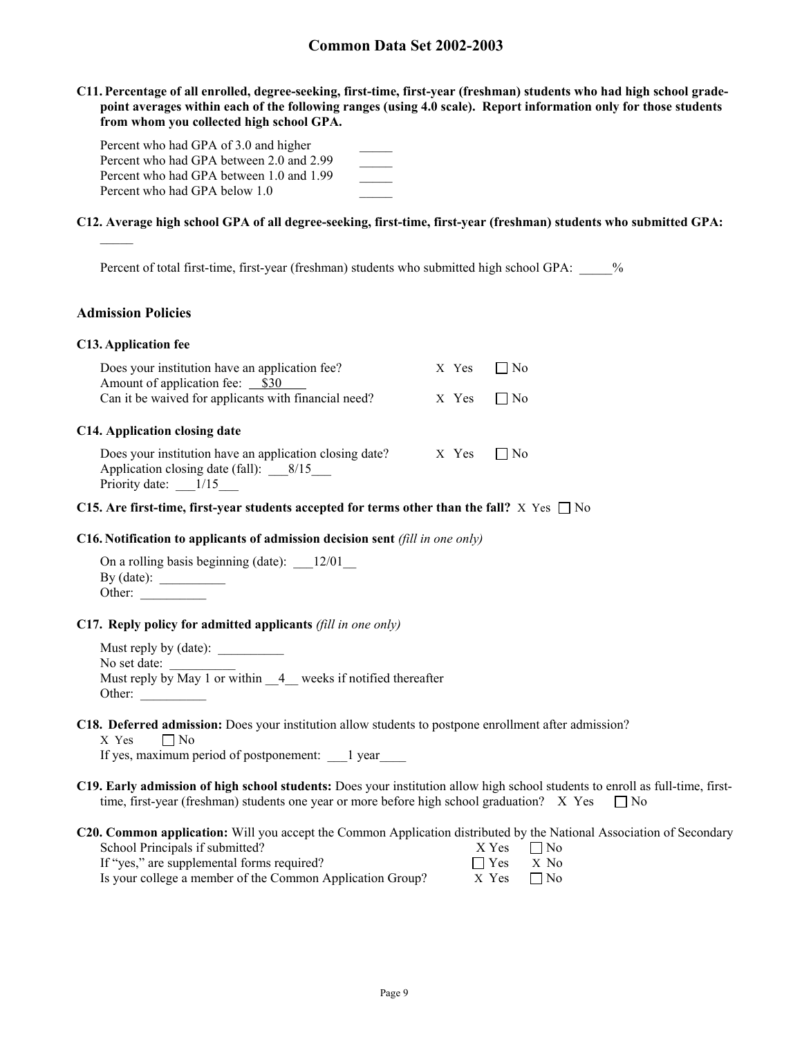**C11. Percentage of all enrolled, degree-seeking, first-time, first-year (freshman) students who had high school grade-point averages within each of the following ranges (using 4.0 scale). Report information only for those students from whom you collected high school GPA.**

Percent who had GPA of 3.0 and higher _____
Percent who had GPA between 2.0 and 2.99 _____
Percent who had GPA between 1.0 and 1.99 _____
Percent who had GPA below 1.0 _____

**C12. Average high school GPA of all degree-seeking, first-time, first-year (freshman) students who submitted GPA:** _____

Percent of total first-time, first-year (freshman) students who submitted high school GPA: _____%

## Admission Policies

### C13. Application fee

Does your institution have an application fee? X Yes ☐ No
Amount of application fee: __$30____
Can it be waived for applicants with financial need? X Yes ☐ No

### C14. Application closing date

Does your institution have an application closing date? X Yes ☐ No
Application closing date (fall): ___8/15___
Priority date: ___1/15___

**C15. Are first-time, first-year students accepted for terms other than the fall?** X Yes ☐ No

**C16. Notification to applicants of admission decision sent** *(fill in one only)*

On a rolling basis beginning (date): ___12/01__
By (date): __________
Other: __________

**C17. Reply policy for admitted applicants** *(fill in one only)*

Must reply by (date): __________
No set date: __________
Must reply by May 1 or within __4__ weeks if notified thereafter
Other: __________

**C18. Deferred admission:** Does your institution allow students to postpone enrollment after admission?
X Yes ☐ No
If yes, maximum period of postponement: ___1 year____

**C19. Early admission of high school students:** Does your institution allow high school students to enroll as full-time, first-time, first-year (freshman) students one year or more before high school graduation? X Yes ☐ No

**C20. Common application:** Will you accept the Common Application distributed by the National Association of Secondary School Principals if submitted? X Yes ☐ No
If "yes," are supplemental forms required? ☐ Yes X No
Is your college a member of the Common Application Group? X Yes ☐ No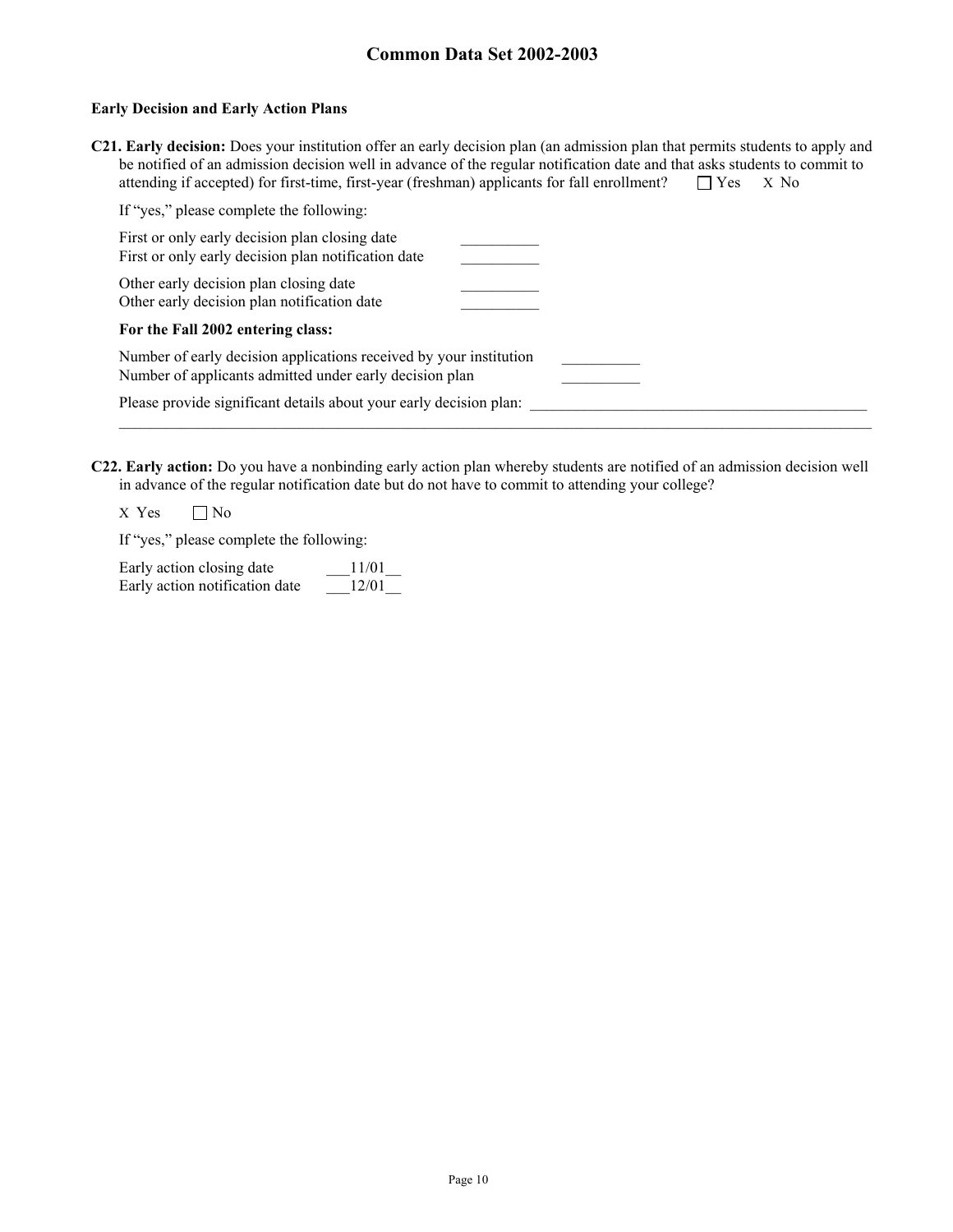# Common Data Set 2002-2003

### Early Decision and Early Action Plans

**C21. Early decision:** Does your institution offer an early decision plan (an admission plan that permits students to apply and be notified of an admission decision well in advance of the regular notification date and that asks students to commit to attending if accepted) for first-time, first-year (freshman) applicants for fall enrollment? ☐ Yes X No

If "yes," please complete the following:

First or only early decision plan closing date __________
First or only early decision plan notification date __________

Other early decision plan closing date __________
Other early decision plan notification date __________

**For the Fall 2002 entering class:**

Number of early decision applications received by your institution __________
Number of applicants admitted under early decision plan __________

Please provide significant details about your early decision plan: ____________________________________________

**C22. Early action:** Do you have a nonbinding early action plan whereby students are notified of an admission decision well in advance of the regular notification date but do not have to commit to attending your college?

X Yes ☐ No

If "yes," please complete the following:

Early action closing date ___11/01__
Early action notification date ___12/01__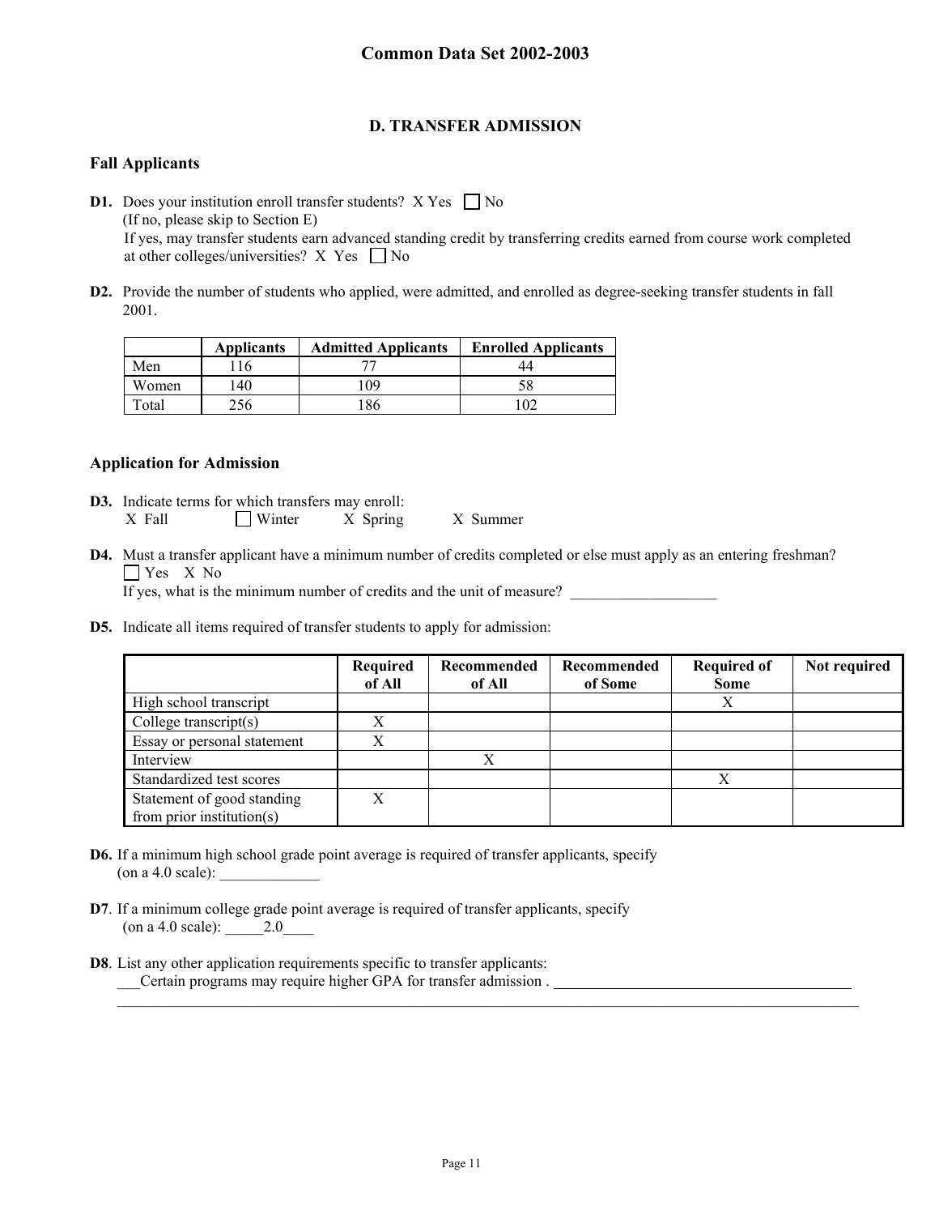## Common Data Set 2002-2003

### D. TRANSFER ADMISSION

#### Fall Applicants

**D1.** Does your institution enroll transfer students? X Yes ☐ No
(If no, please skip to Section E)
If yes, may transfer students earn advanced standing credit by transferring credits earned from course work completed at other colleges/universities? X Yes ☐ No

**D2.** Provide the number of students who applied, were admitted, and enrolled as degree-seeking transfer students in fall 2001.

| | Applicants | Admitted Applicants | Enrolled Applicants |
|---|---|---|---|
| Men | 116 | 77 | 44 |
| Women | 140 | 109 | 58 |
| Total | 256 | 186 | 102 |

#### Application for Admission

**D3.** Indicate terms for which transfers may enroll:
X Fall ☐ Winter X Spring X Summer

**D4.** Must a transfer applicant have a minimum number of credits completed or else must apply as an entering freshman?
☐ Yes X No
If yes, what is the minimum number of credits and the unit of measure? ___________________

**D5.** Indicate all items required of transfer students to apply for admission:

| | Required of All | Recommended of All | Recommended of Some | Required of Some | Not required |
|---|---|---|---|---|---|
| High school transcript | | | | X | |
| College transcript(s) | X | | | | |
| Essay or personal statement | X | | | | |
| Interview | | X | | | |
| Standardized test scores | | | | X | |
| Statement of good standing from prior institution(s) | X | | | | |

**D6.** If a minimum high school grade point average is required of transfer applicants, specify (on a 4.0 scale): _____________

**D7**. If a minimum college grade point average is required of transfer applicants, specify (on a 4.0 scale): _____2.0____

**D8**. List any other application requirements specific to transfer applicants:
___Certain programs may require higher GPA for transfer admission .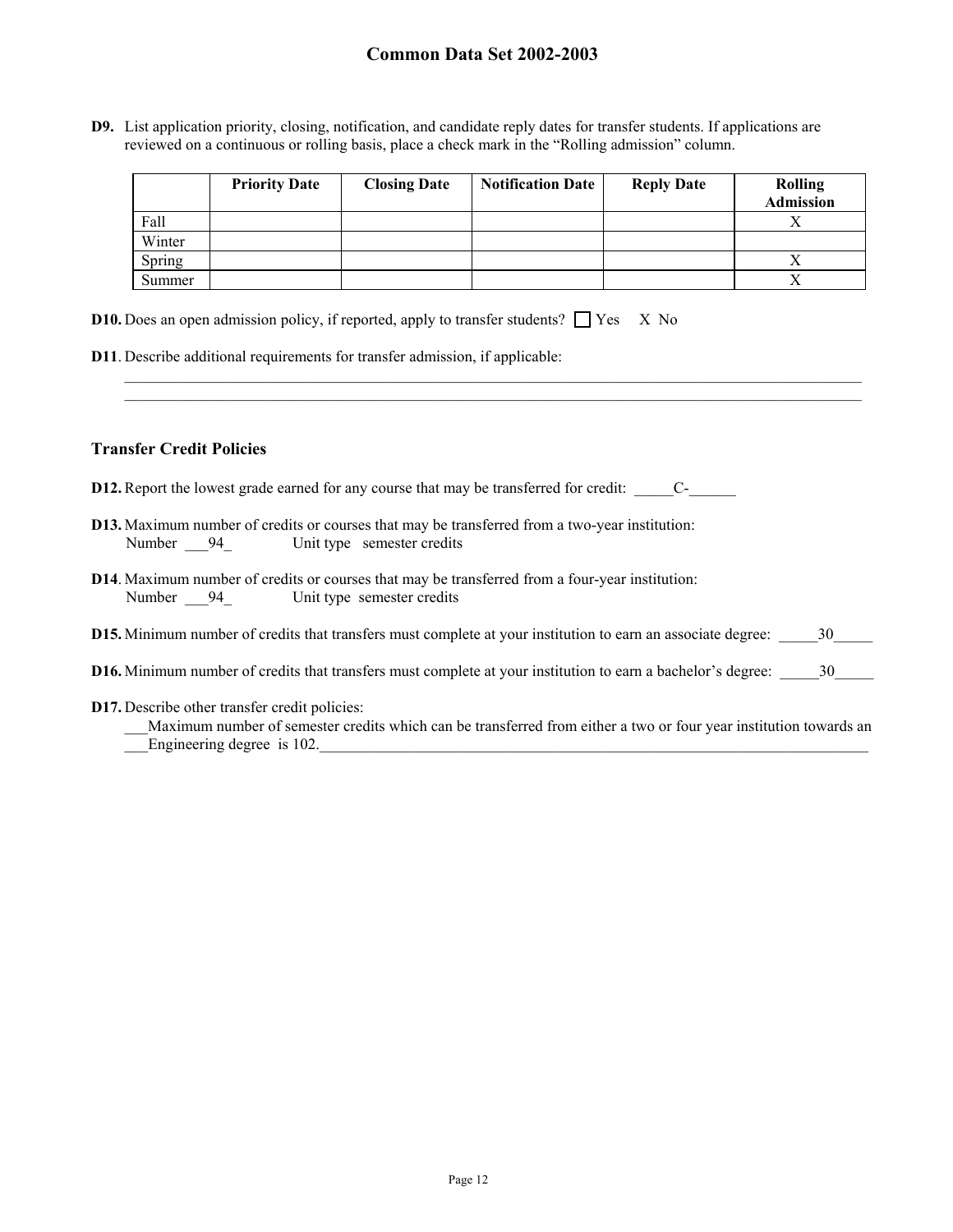**D9.** List application priority, closing, notification, and candidate reply dates for transfer students. If applications are reviewed on a continuous or rolling basis, place a check mark in the "Rolling admission" column.

| | Priority Date | Closing Date | Notification Date | Reply Date | Rolling Admission |
|---|---|---|---|---|---|
| Fall | | | | | X |
| Winter | | | | | |
| Spring | | | | | X |
| Summer | | | | | X |

**D10.** Does an open admission policy, if reported, apply to transfer students? ☐ Yes X No

**D11**. Describe additional requirements for transfer admission, if applicable:

## Transfer Credit Policies

**D12.** Report the lowest grade earned for any course that may be transferred for credit: C-

**D13.** Maximum number of credits or courses that may be transferred from a two-year institution:
Number 94 Unit type semester credits

**D14**. Maximum number of credits or courses that may be transferred from a four-year institution:
Number 94 Unit type semester credits

**D15.** Minimum number of credits that transfers must complete at your institution to earn an associate degree: 30

**D16.** Minimum number of credits that transfers must complete at your institution to earn a bachelor's degree: 30

**D17.** Describe other transfer credit policies:
Maximum number of semester credits which can be transferred from either a two or four year institution towards an Engineering degree is 102.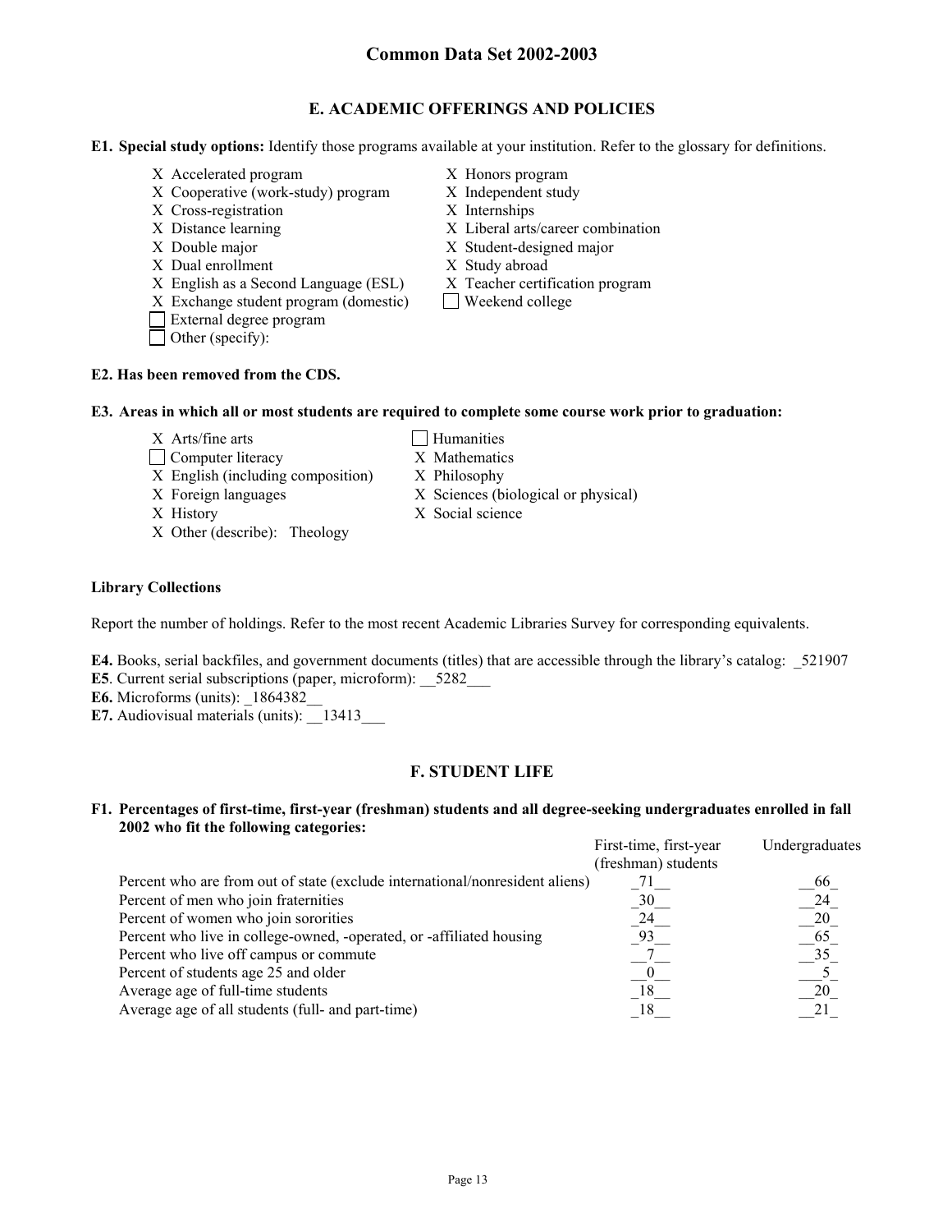## E. ACADEMIC OFFERINGS AND POLICIES

**E1. Special study options:** Identify those programs available at your institution. Refer to the glossary for definitions.

- X Accelerated program
- X Cooperative (work-study) program
- X Cross-registration
- X Distance learning
- X Double major
- X Dual enrollment
- X English as a Second Language (ESL)
- X Exchange student program (domestic)
- ☐ External degree program
- ☐ Other (specify):
- X Honors program
- X Independent study
- X Internships
- X Liberal arts/career combination
- X Student-designed major
- X Study abroad
- X Teacher certification program
- ☐ Weekend college

**E2. Has been removed from the CDS.**

**E3. Areas in which all or most students are required to complete some course work prior to graduation:**

- X Arts/fine arts
- ☐ Computer literacy
- X English (including composition)
- X Foreign languages
- X History
- X Other (describe): Theology
- ☐ Humanities
- X Mathematics
- X Philosophy
- X Sciences (biological or physical)
- X Social science

**Library Collections**

Report the number of holdings. Refer to the most recent Academic Libraries Survey for corresponding equivalents.

**E4.** Books, serial backfiles, and government documents (titles) that are accessible through the library's catalog: 521907

**E5**. Current serial subscriptions (paper, microform): 5282

**E6.** Microforms (units): 1864382

**E7.** Audiovisual materials (units): 13413

## F. STUDENT LIFE

**F1. Percentages of first-time, first-year (freshman) students and all degree-seeking undergraduates enrolled in fall 2002 who fit the following categories:**

| | First-time, first-year (freshman) students | Undergraduates |
|---|---|---|
| Percent who are from out of state (exclude international/nonresident aliens) | 71 | 66 |
| Percent of men who join fraternities | 30 | 24 |
| Percent of women who join sororities | 24 | 20 |
| Percent who live in college-owned, -operated, or -affiliated housing | 93 | 65 |
| Percent who live off campus or commute | 7 | 35 |
| Percent of students age 25 and older | 0 | 5 |
| Average age of full-time students | 18 | 20 |
| Average age of all students (full- and part-time) | 18 | 21 |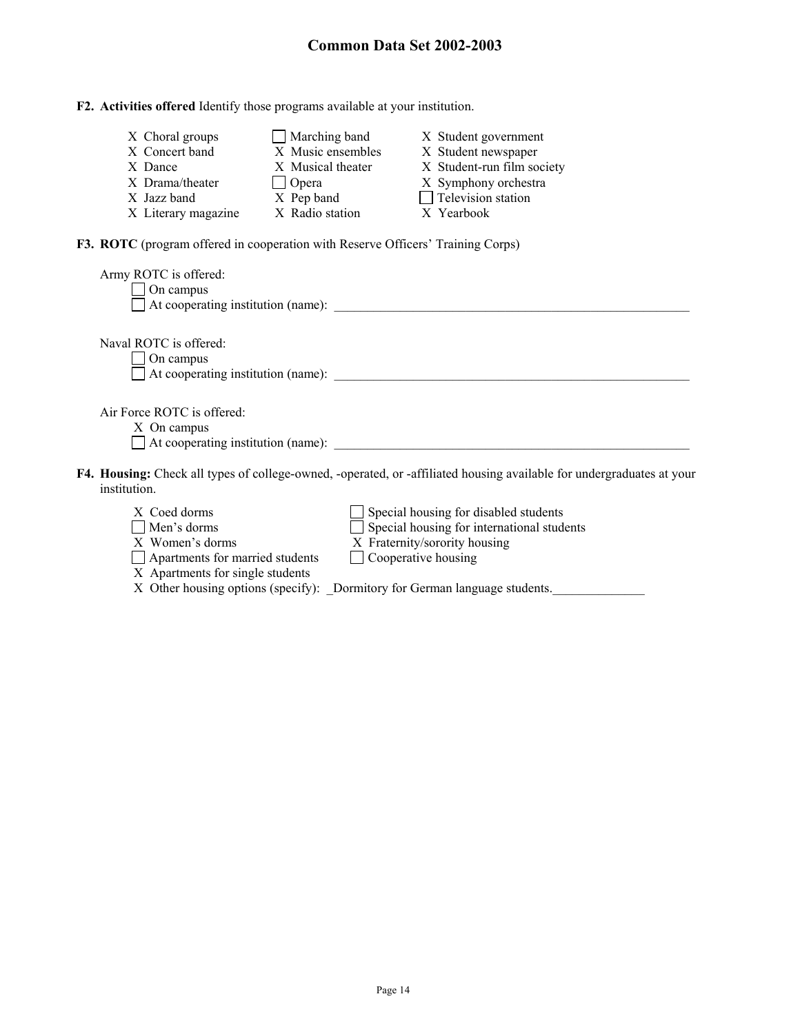**F2. Activities offered** Identify those programs available at your institution.

- X Choral groups
- X Concert band
- X Dance
- X Drama/theater
- X Jazz band
- X Literary magazine
- ☐ Marching band
- X Music ensembles
- X Musical theater
- ☐ Opera
- X Pep band
- X Radio station
- X Student government
- X Student newspaper
- X Student-run film society
- X Symphony orchestra
- ☐ Television station
- X Yearbook

**F3. ROTC** (program offered in cooperation with Reserve Officers' Training Corps)

Army ROTC is offered:
- ☐ On campus
- ☐ At cooperating institution (name): ____________________

Naval ROTC is offered:
- ☐ On campus
- ☐ At cooperating institution (name): ____________________

Air Force ROTC is offered:
- X On campus
- ☐ At cooperating institution (name): ____________________

**F4. Housing:** Check all types of college-owned, -operated, or -affiliated housing available for undergraduates at your institution.

- X Coed dorms
- ☐ Men's dorms
- X Women's dorms
- ☐ Apartments for married students
- X Apartments for single students
- ☐ Special housing for disabled students
- ☐ Special housing for international students
- X Fraternity/sorority housing
- ☐ Cooperative housing
- X Other housing options (specify): _Dormitory for German language students.______________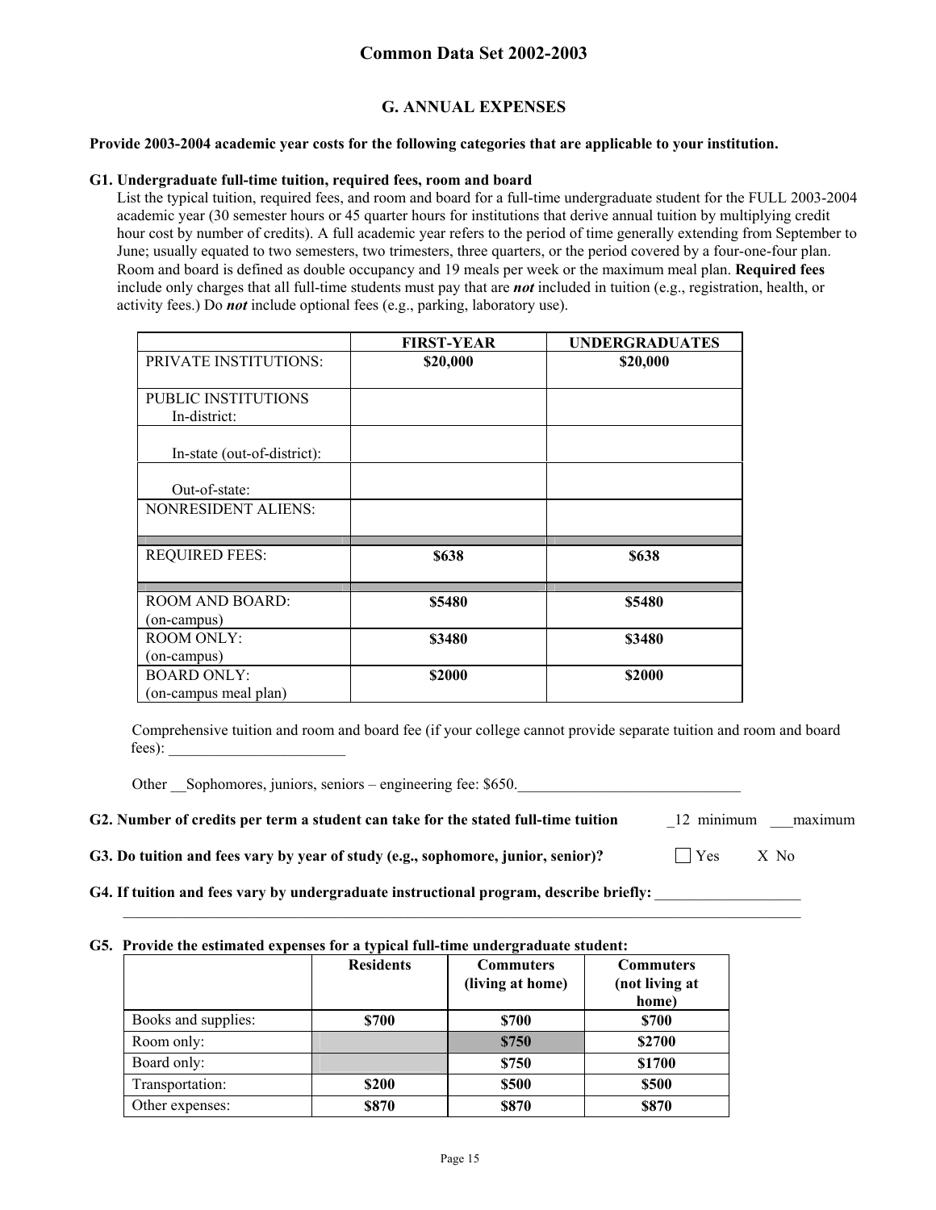## G. ANNUAL EXPENSES

**Provide 2003-2004 academic year costs for the following categories that are applicable to your institution.**

**G1. Undergraduate full-time tuition, required fees, room and board**

List the typical tuition, required fees, and room and board for a full-time undergraduate student for the FULL 2003-2004 academic year (30 semester hours or 45 quarter hours for institutions that derive annual tuition by multiplying credit hour cost by number of credits). A full academic year refers to the period of time generally extending from September to June; usually equated to two semesters, two trimesters, three quarters, or the period covered by a four-one-four plan. Room and board is defined as double occupancy and 19 meals per week or the maximum meal plan. **Required fees** include only charges that all full-time students must pay that are ***not*** included in tuition (e.g., registration, health, or activity fees.) Do ***not*** include optional fees (e.g., parking, laboratory use).

| | FIRST-YEAR | UNDERGRADUATES |
|---|---|---|
| PRIVATE INSTITUTIONS: | **$20,000** | **$20,000** |
| PUBLIC INSTITUTIONS In-district: | | |
| In-state (out-of-district): | | |
| Out-of-state: | | |
| NONRESIDENT ALIENS: | | |
| REQUIRED FEES: | **$638** | **$638** |
| ROOM AND BOARD: (on-campus) | **$5480** | **$5480** |
| ROOM ONLY: (on-campus) | **$3480** | **$3480** |
| BOARD ONLY: (on-campus meal plan) | **$2000** | **$2000** |

Comprehensive tuition and room and board fee (if your college cannot provide separate tuition and room and board fees): _______________________

Other __Sophomores, juniors, seniors – engineering fee: $650.______________________________

**G2. Number of credits per term a student can take for the stated full-time tuition** _12 minimum ___maximum

**G3. Do tuition and fees vary by year of study (e.g., sophomore, junior, senior)?** ☐ Yes X No

**G4. If tuition and fees vary by undergraduate instructional program, describe briefly:** ___________________

**G5. Provide the estimated expenses for a typical full-time undergraduate student:**

| | Residents | Commuters (living at home) | Commuters (not living at home) |
|---|---|---|---|
| Books and supplies: | **$700** | **$700** | **$700** |
| Room only: | | **$750** | **$2700** |
| Board only: | | **$750** | **$1700** |
| Transportation: | **$200** | **$500** | **$500** |
| Other expenses: | **$870** | **$870** | **$870** |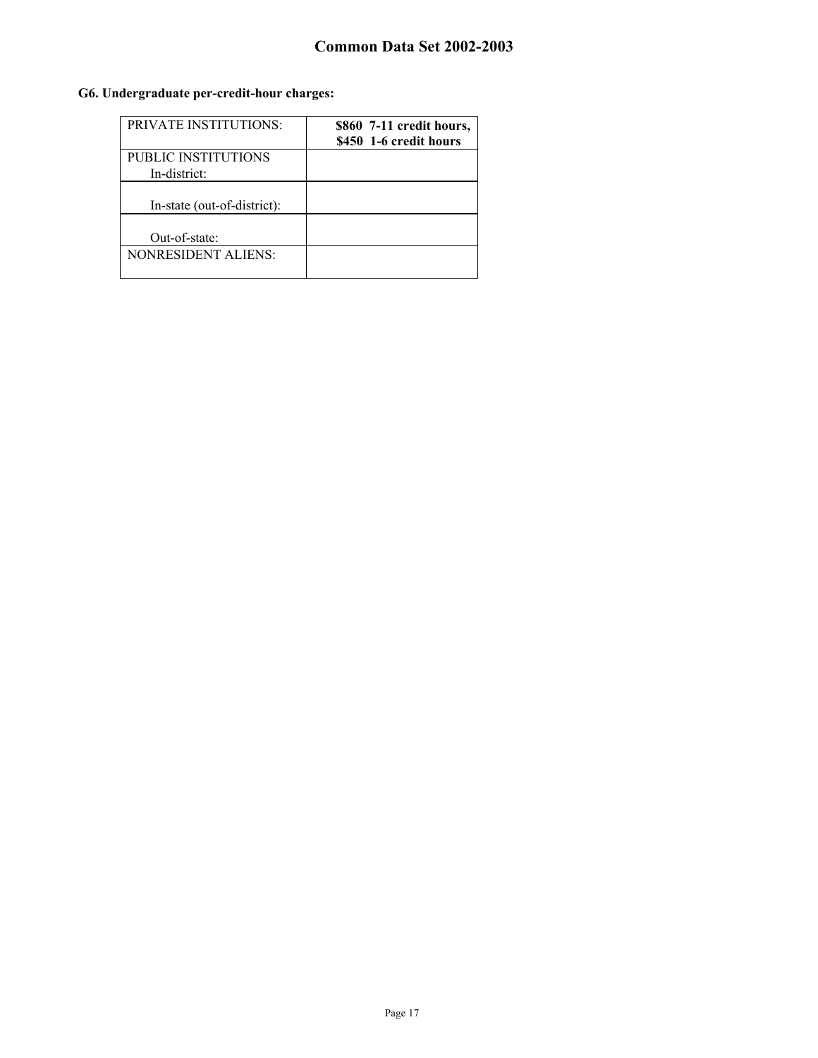### G6. Undergraduate per-credit-hour charges:

| | |
|---|---|
| PRIVATE INSTITUTIONS: | **\$860 7-11 credit hours, \$450 1-6 credit hours** |
| PUBLIC INSTITUTIONS In-district: | |
| In-state (out-of-district): | |
| Out-of-state: | |
| NONRESIDENT ALIENS: | |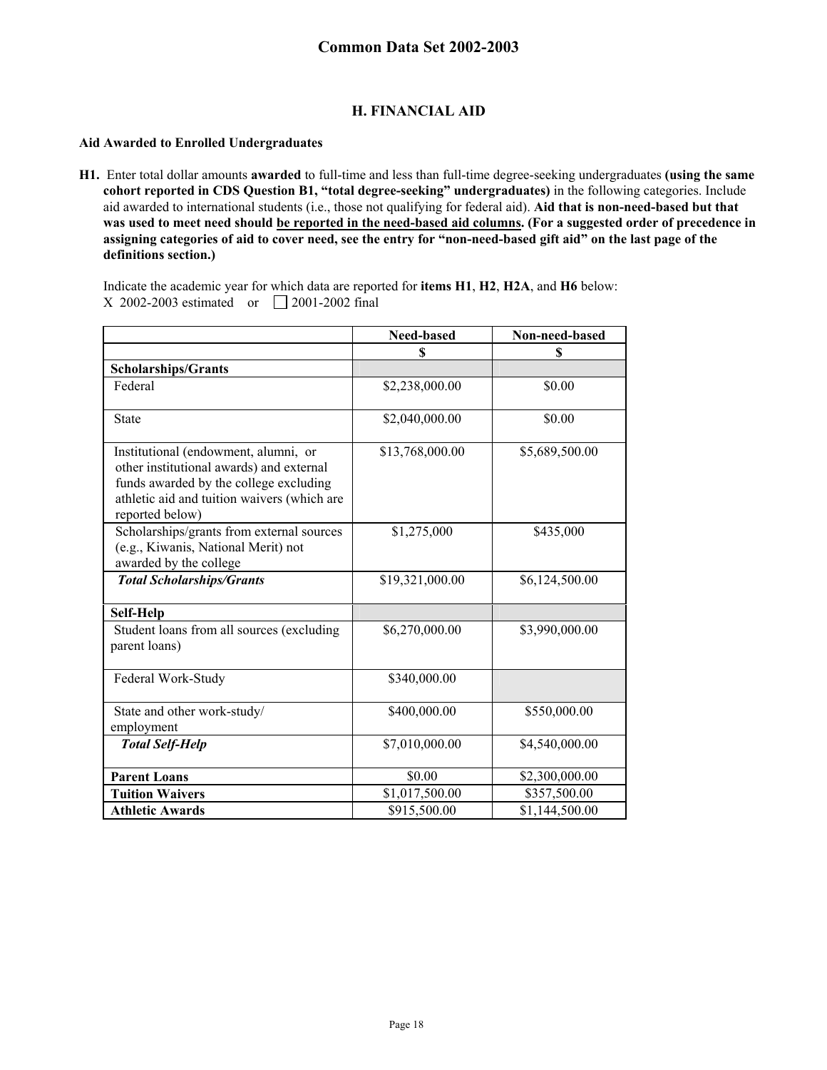## H. FINANCIAL AID

### Aid Awarded to Enrolled Undergraduates

**H1.** Enter total dollar amounts **awarded** to full-time and less than full-time degree-seeking undergraduates **(using the same cohort reported in CDS Question B1, "total degree-seeking" undergraduates)** in the following categories. Include aid awarded to international students (i.e., those not qualifying for federal aid). **Aid that is non-need-based but that was used to meet need should be reported in the need-based aid columns. (For a suggested order of precedence in assigning categories of aid to cover need, see the entry for "non-need-based gift aid" on the last page of the definitions section.)**

Indicate the academic year for which data are reported for **items H1**, **H2**, **H2A**, and **H6** below:
X 2002-2003 estimated or ☐ 2001-2002 final

| | Need-based | Non-need-based |
|---|---|---|
| | $ | $ |
| **Scholarships/Grants** | | |
| Federal | $2,238,000.00 | $0.00 |
| State | $2,040,000.00 | $0.00 |
| Institutional (endowment, alumni, or other institutional awards) and external funds awarded by the college excluding athletic aid and tuition waivers (which are reported below) | $13,768,000.00 | $5,689,500.00 |
| Scholarships/grants from external sources (e.g., Kiwanis, National Merit) not awarded by the college | $1,275,000 | $435,000 |
| ***Total Scholarships/Grants*** | $19,321,000.00 | $6,124,500.00 |
| **Self-Help** | | |
| Student loans from all sources (excluding parent loans) | $6,270,000.00 | $3,990,000.00 |
| Federal Work-Study | $340,000.00 | |
| State and other work-study/ employment | $400,000.00 | $550,000.00 |
| ***Total Self-Help*** | $7,010,000.00 | $4,540,000.00 |
| **Parent Loans** | $0.00 | $2,300,000.00 |
| **Tuition Waivers** | $1,017,500.00 | $357,500.00 |
| **Athletic Awards** | $915,500.00 | $1,144,500.00 |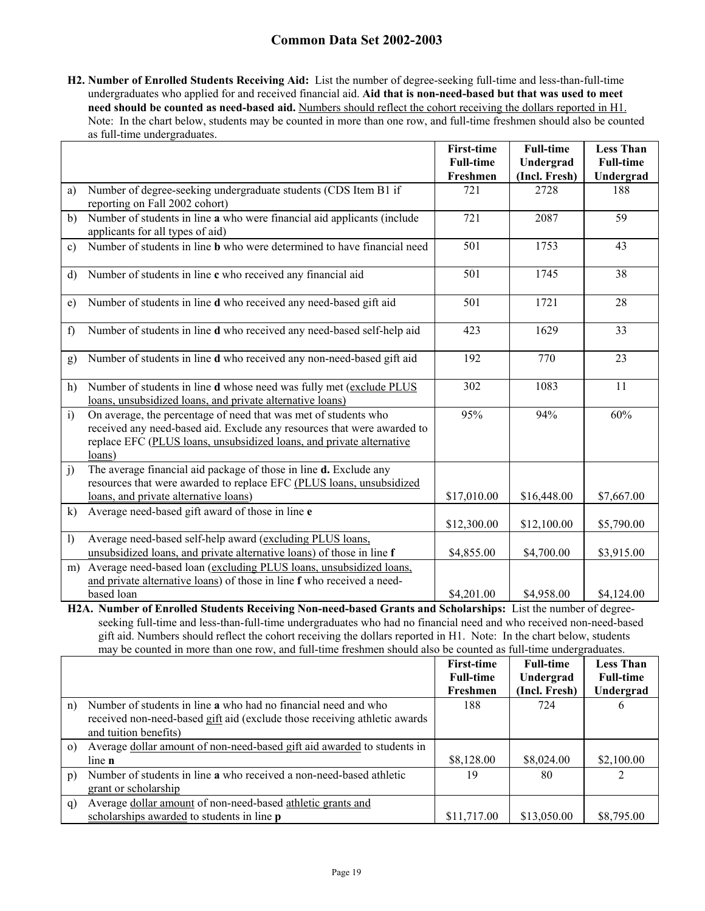**H2. Number of Enrolled Students Receiving Aid:** List the number of degree-seeking full-time and less-than-full-time undergraduates who applied for and received financial aid. **Aid that is non-need-based but that was used to meet need should be counted as need-based aid.** Numbers should reflect the cohort receiving the dollars reported in H1. Note: In the chart below, students may be counted in more than one row, and full-time freshmen should also be counted as full-time undergraduates.

| | | First-time Full-time Freshmen | Full-time Undergrad (Incl. Fresh) | Less Than Full-time Undergrad |
|---|---|---|---|---|
| a) | Number of degree-seeking undergraduate students (CDS Item B1 if reporting on Fall 2002 cohort) | 721 | 2728 | 188 |
| b) | Number of students in line **a** who were financial aid applicants (include applicants for all types of aid) | 721 | 2087 | 59 |
| c) | Number of students in line **b** who were determined to have financial need | 501 | 1753 | 43 |
| d) | Number of students in line **c** who received any financial aid | 501 | 1745 | 38 |
| e) | Number of students in line **d** who received any need-based gift aid | 501 | 1721 | 28 |
| f) | Number of students in line **d** who received any need-based self-help aid | 423 | 1629 | 33 |
| g) | Number of students in line **d** who received any non-need-based gift aid | 192 | 770 | 23 |
| h) | Number of students in line **d** whose need was fully met (exclude PLUS loans, unsubsidized loans, and private alternative loans) | 302 | 1083 | 11 |
| i) | On average, the percentage of need that was met of students who received any need-based aid. Exclude any resources that were awarded to replace EFC (PLUS loans, unsubsidized loans, and private alternative loans) | 95% | 94% | 60% |
| j) | The average financial aid package of those in line **d.** Exclude any resources that were awarded to replace EFC (PLUS loans, unsubsidized loans, and private alternative loans) | $17,010.00 | $16,448.00 | $7,667.00 |
| k) | Average need-based gift award of those in line **e** | $12,300.00 | $12,100.00 | $5,790.00 |
| l) | Average need-based self-help award (excluding PLUS loans, unsubsidized loans, and private alternative loans) of those in line **f** | $4,855.00 | $4,700.00 | $3,915.00 |
| m) | Average need-based loan (excluding PLUS loans, unsubsidized loans, and private alternative loans) of those in line **f** who received a need-based loan | $4,201.00 | $4,958.00 | $4,124.00 |

**H2A. Number of Enrolled Students Receiving Non-need-based Grants and Scholarships:** List the number of degree-seeking full-time and less-than-full-time undergraduates who had no financial need and who received non-need-based gift aid. Numbers should reflect the cohort receiving the dollars reported in H1. Note: In the chart below, students may be counted in more than one row, and full-time freshmen should also be counted as full-time undergraduates.

| | | First-time Full-time Freshmen | Full-time Undergrad (Incl. Fresh) | Less Than Full-time Undergrad |
|---|---|---|---|---|
| n) | Number of students in line **a** who had no financial need and who received non-need-based gift aid (exclude those receiving athletic awards and tuition benefits) | 188 | 724 | 6 |
| o) | Average dollar amount of non-need-based gift aid awarded to students in line **n** | $8,128.00 | $8,024.00 | $2,100.00 |
| p) | Number of students in line **a** who received a non-need-based athletic grant or scholarship | 19 | 80 | 2 |
| q) | Average dollar amount of non-need-based athletic grants and scholarships awarded to students in line **p** | $11,717.00 | $13,050.00 | $8,795.00 |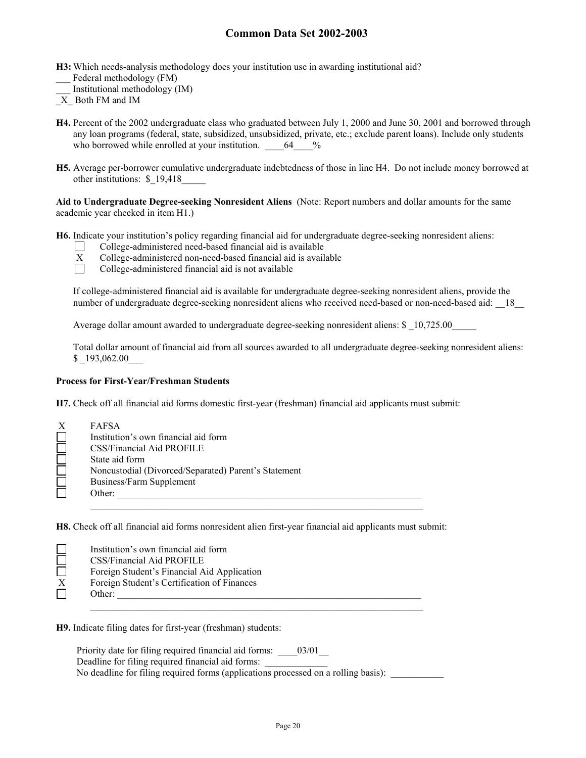**H3:** Which needs-analysis methodology does your institution use in awarding institutional aid?

___ Federal methodology (FM)
___ Institutional methodology (IM)
_X_ Both FM and IM

**H4.** Percent of the 2002 undergraduate class who graduated between July 1, 2000 and June 30, 2001 and borrowed through any loan programs (federal, state, subsidized, unsubsidized, private, etc.; exclude parent loans). Include only students who borrowed while enrolled at your institution. ____64____%

**H5.** Average per-borrower cumulative undergraduate indebtedness of those in line H4. Do not include money borrowed at other institutions: $_19,418_____

**Aid to Undergraduate Degree-seeking Nonresident Aliens** (Note: Report numbers and dollar amounts for the same academic year checked in item H1.)

**H6.** Indicate your institution's policy regarding financial aid for undergraduate degree-seeking nonresident aliens:

- ☐ College-administered need-based financial aid is available
- X College-administered non-need-based financial aid is available
- ☐ College-administered financial aid is not available

If college-administered financial aid is available for undergraduate degree-seeking nonresident aliens, provide the number of undergraduate degree-seeking nonresident aliens who received need-based or non-need-based aid: __18__

Average dollar amount awarded to undergraduate degree-seeking nonresident aliens: $ _10,725.00_____

Total dollar amount of financial aid from all sources awarded to all undergraduate degree-seeking nonresident aliens: $ _193,062.00___

**Process for First-Year/Freshman Students**

**H7.** Check off all financial aid forms domestic first-year (freshman) financial aid applicants must submit:

- X FAFSA
- ☐ Institution's own financial aid form
- ☐ CSS/Financial Aid PROFILE
- ☐ State aid form
- ☐ Noncustodial (Divorced/Separated) Parent's Statement
- ☐ Business/Farm Supplement
- ☐ Other: ______________________________

**H8.** Check off all financial aid forms nonresident alien first-year financial aid applicants must submit:

- ☐ Institution's own financial aid form
- ☐ CSS/Financial Aid PROFILE
- ☐ Foreign Student's Financial Aid Application
- X Foreign Student's Certification of Finances
- ☐ Other: ______________________________

**H9.** Indicate filing dates for first-year (freshman) students:

Priority date for filing required financial aid forms: ____03/01__
Deadline for filing required financial aid forms: ____________
No deadline for filing required forms (applications processed on a rolling basis): ___________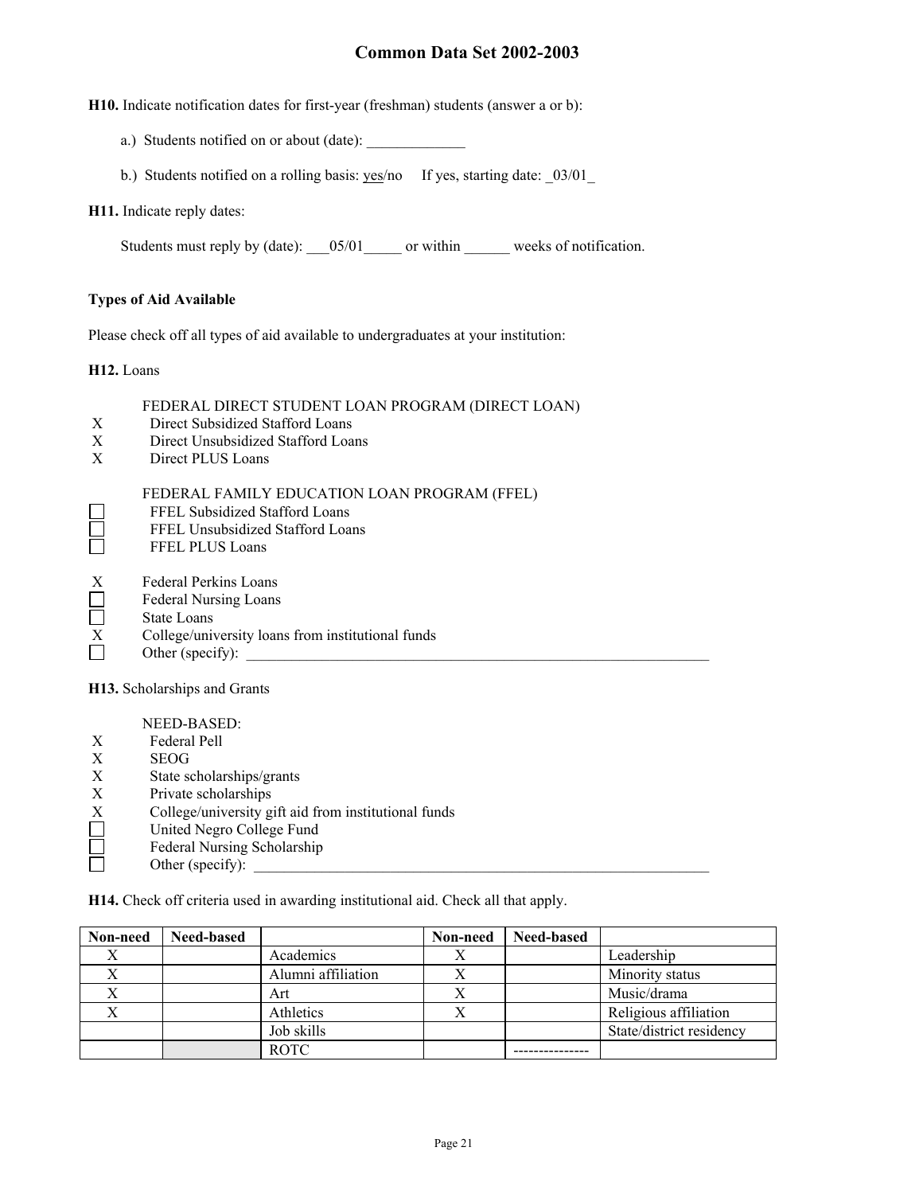**H10.** Indicate notification dates for first-year (freshman) students (answer a or b):

a.) Students notified on or about (date): _____________

b.) Students notified on a rolling basis: yes/no If yes, starting date: _03/01_

**H11.** Indicate reply dates:

Students must reply by (date): ___05/01_____ or within ______ weeks of notification.

**Types of Aid Available**

Please check off all types of aid available to undergraduates at your institution:

**H12.** Loans

FEDERAL DIRECT STUDENT LOAN PROGRAM (DIRECT LOAN)

- X Direct Subsidized Stafford Loans
- X Direct Unsubsidized Stafford Loans
- X Direct PLUS Loans

FEDERAL FAMILY EDUCATION LOAN PROGRAM (FFEL)

- ☐ FFEL Subsidized Stafford Loans
- ☐ FFEL Unsubsidized Stafford Loans
- ☐ FFEL PLUS Loans

- X Federal Perkins Loans
- ☐ Federal Nursing Loans
- ☐ State Loans
- X College/university loans from institutional funds
- ☐ Other (specify): ________________________________________________________________

**H13.** Scholarships and Grants

NEED-BASED:

- X Federal Pell
- X SEOG
- X State scholarships/grants
- X Private scholarships
- X College/university gift aid from institutional funds
- ☐ United Negro College Fund
- ☐ Federal Nursing Scholarship
- ☐ Other (specify): ________________________________________________________________

**H14.** Check off criteria used in awarding institutional aid. Check all that apply.

| Non-need | Need-based | | Non-need | Need-based | |
|---|---|---|---|---|---|
| X | | Academics | X | | Leadership |
| X | | Alumni affiliation | X | | Minority status |
| X | | Art | X | | Music/drama |
| X | | Athletics | X | | Religious affiliation |
| | | Job skills | | | State/district residency |
| | | ROTC | | --------------- | |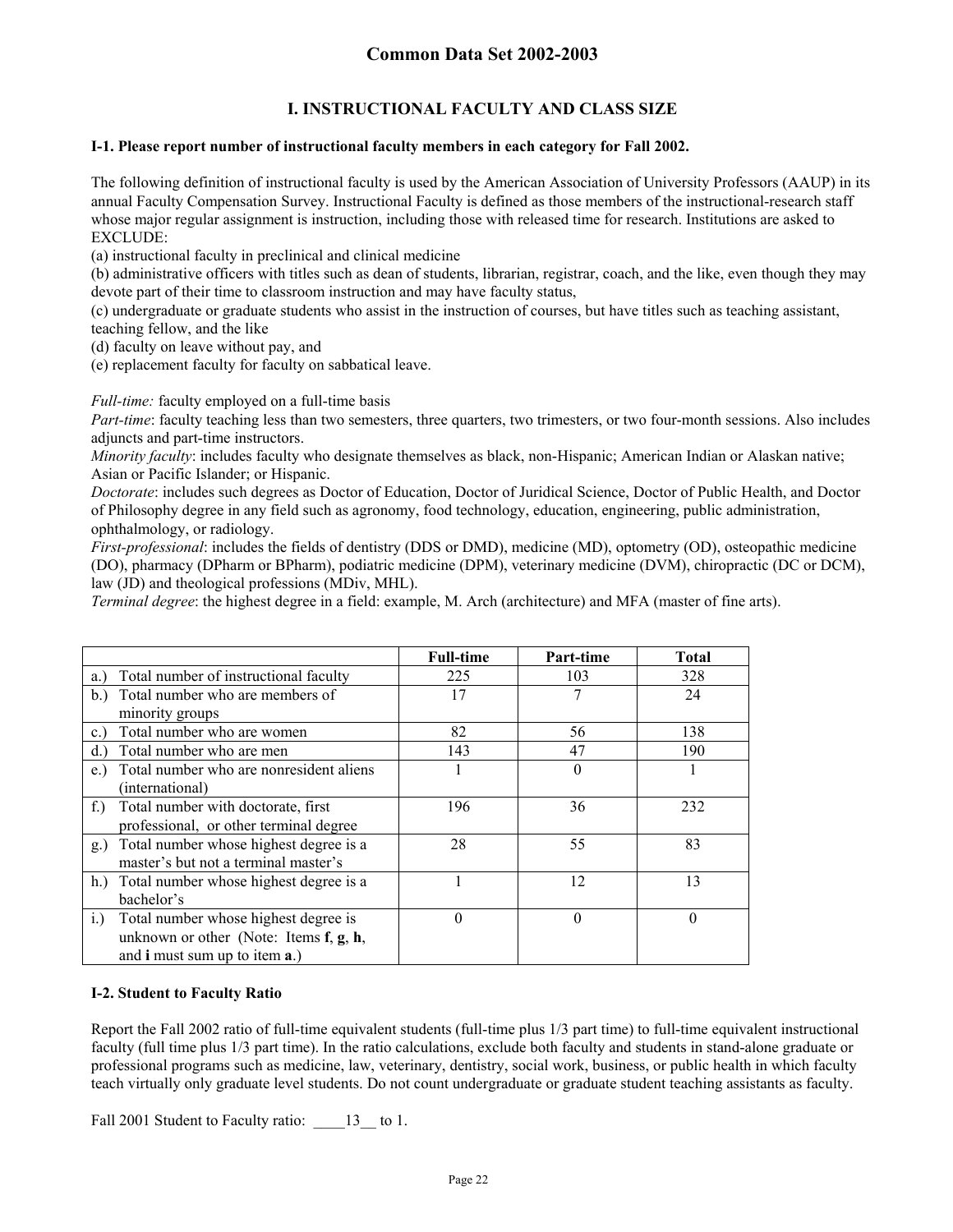# Common Data Set 2002-2003

## I. INSTRUCTIONAL FACULTY AND CLASS SIZE

**I-1. Please report number of instructional faculty members in each category for Fall 2002.**

The following definition of instructional faculty is used by the American Association of University Professors (AAUP) in its annual Faculty Compensation Survey. Instructional Faculty is defined as those members of the instructional-research staff whose major regular assignment is instruction, including those with released time for research. Institutions are asked to EXCLUDE:

(a) instructional faculty in preclinical and clinical medicine
(b) administrative officers with titles such as dean of students, librarian, registrar, coach, and the like, even though they may devote part of their time to classroom instruction and may have faculty status,
(c) undergraduate or graduate students who assist in the instruction of courses, but have titles such as teaching assistant, teaching fellow, and the like
(d) faculty on leave without pay, and
(e) replacement faculty for faculty on sabbatical leave.

*Full-time:* faculty employed on a full-time basis
*Part-time*: faculty teaching less than two semesters, three quarters, two trimesters, or two four-month sessions. Also includes adjuncts and part-time instructors.
*Minority faculty*: includes faculty who designate themselves as black, non-Hispanic; American Indian or Alaskan native; Asian or Pacific Islander; or Hispanic.
*Doctorate*: includes such degrees as Doctor of Education, Doctor of Juridical Science, Doctor of Public Health, and Doctor of Philosophy degree in any field such as agronomy, food technology, education, engineering, public administration, ophthalmology, or radiology.
*First-professional*: includes the fields of dentistry (DDS or DMD), medicine (MD), optometry (OD), osteopathic medicine (DO), pharmacy (DPharm or BPharm), podiatric medicine (DPM), veterinary medicine (DVM), chiropractic (DC or DCM), law (JD) and theological professions (MDiv, MHL).
*Terminal degree*: the highest degree in a field: example, M. Arch (architecture) and MFA (master of fine arts).

| | Full-time | Part-time | Total |
|---|---|---|---|
| a.) Total number of instructional faculty | 225 | 103 | 328 |
| b.) Total number who are members of minority groups | 17 | 7 | 24 |
| c.) Total number who are women | 82 | 56 | 138 |
| d.) Total number who are men | 143 | 47 | 190 |
| e.) Total number who are nonresident aliens (international) | 1 | 0 | 1 |
| f.) Total number with doctorate, first professional, or other terminal degree | 196 | 36 | 232 |
| g.) Total number whose highest degree is a master's but not a terminal master's | 28 | 55 | 83 |
| h.) Total number whose highest degree is a bachelor's | 1 | 12 | 13 |
| i.) Total number whose highest degree is unknown or other (Note: Items **f**, **g**, **h**, and **i** must sum up to item **a**.) | 0 | 0 | 0 |

**I-2. Student to Faculty Ratio**

Report the Fall 2002 ratio of full-time equivalent students (full-time plus 1/3 part time) to full-time equivalent instructional faculty (full time plus 1/3 part time). In the ratio calculations, exclude both faculty and students in stand-alone graduate or professional programs such as medicine, law, veterinary, dentistry, social work, business, or public health in which faculty teach virtually only graduate level students. Do not count undergraduate or graduate student teaching assistants as faculty.

Fall 2001 Student to Faculty ratio: ____13__ to 1.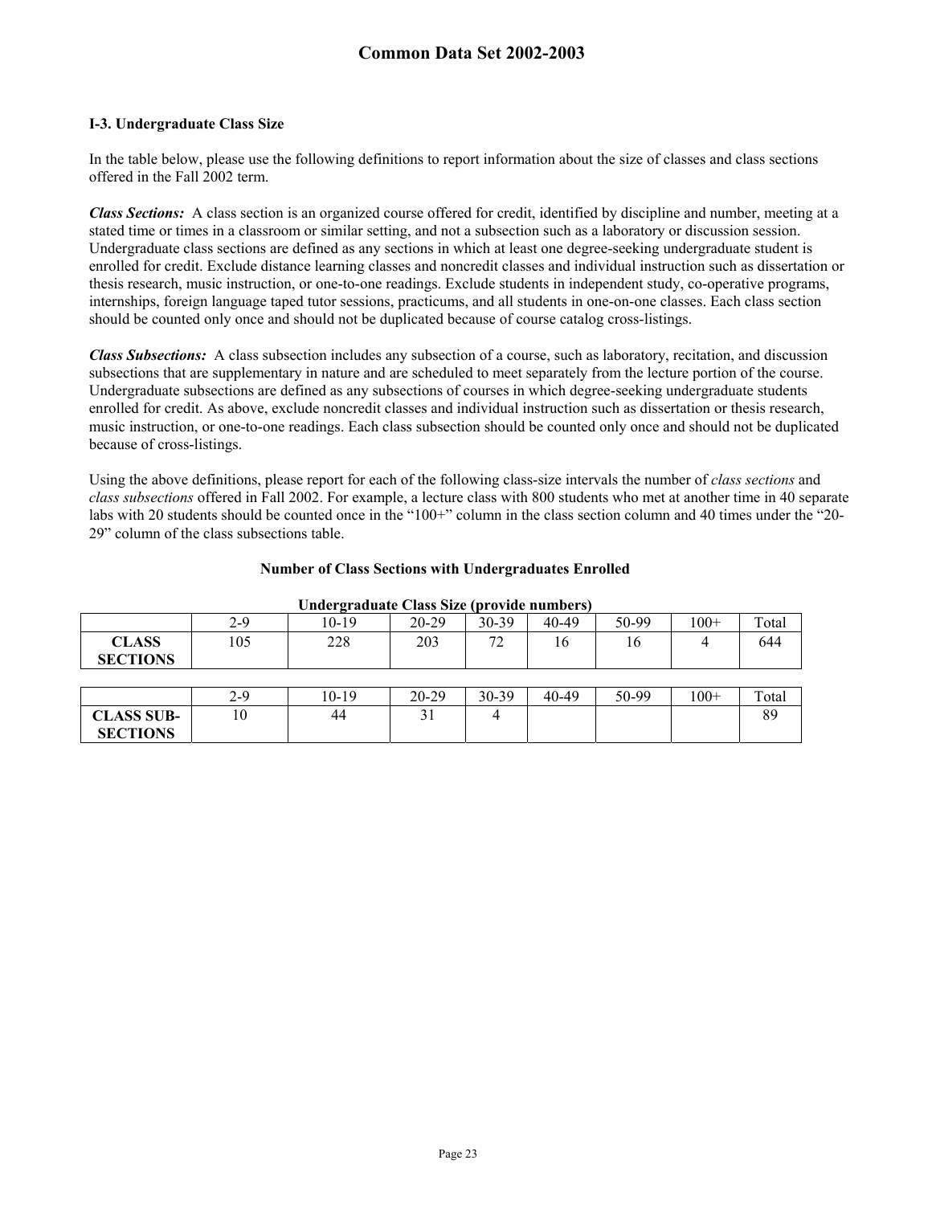### I-3. Undergraduate Class Size

In the table below, please use the following definitions to report information about the size of classes and class sections offered in the Fall 2002 term.

***Class Sections:*** A class section is an organized course offered for credit, identified by discipline and number, meeting at a stated time or times in a classroom or similar setting, and not a subsection such as a laboratory or discussion session. Undergraduate class sections are defined as any sections in which at least one degree-seeking undergraduate student is enrolled for credit. Exclude distance learning classes and noncredit classes and individual instruction such as dissertation or thesis research, music instruction, or one-to-one readings. Exclude students in independent study, co-operative programs, internships, foreign language taped tutor sessions, practicums, and all students in one-on-one classes. Each class section should be counted only once and should not be duplicated because of course catalog cross-listings.

***Class Subsections:*** A class subsection includes any subsection of a course, such as laboratory, recitation, and discussion subsections that are supplementary in nature and are scheduled to meet separately from the lecture portion of the course. Undergraduate subsections are defined as any subsections of courses in which degree-seeking undergraduate students enrolled for credit. As above, exclude noncredit classes and individual instruction such as dissertation or thesis research, music instruction, or one-to-one readings. Each class subsection should be counted only once and should not be duplicated because of cross-listings.

Using the above definitions, please report for each of the following class-size intervals the number of *class sections* and *class subsections* offered in Fall 2002. For example, a lecture class with 800 students who met at another time in 40 separate labs with 20 students should be counted once in the "100+" column in the class section column and 40 times under the "20-29" column of the class subsections table.

**Number of Class Sections with Undergraduates Enrolled**

**Undergraduate Class Size (provide numbers)**

| | 2-9 | 10-19 | 20-29 | 30-39 | 40-49 | 50-99 | 100+ | Total |
|---|---|---|---|---|---|---|---|---|
| **CLASS SECTIONS** | 105 | 228 | 203 | 72 | 16 | 16 | 4 | 644 |

| | 2-9 | 10-19 | 20-29 | 30-39 | 40-49 | 50-99 | 100+ | Total |
|---|---|---|---|---|---|---|---|---|
| **CLASS SUB-SECTIONS** | 10 | 44 | 31 | 4 | | | | 89 |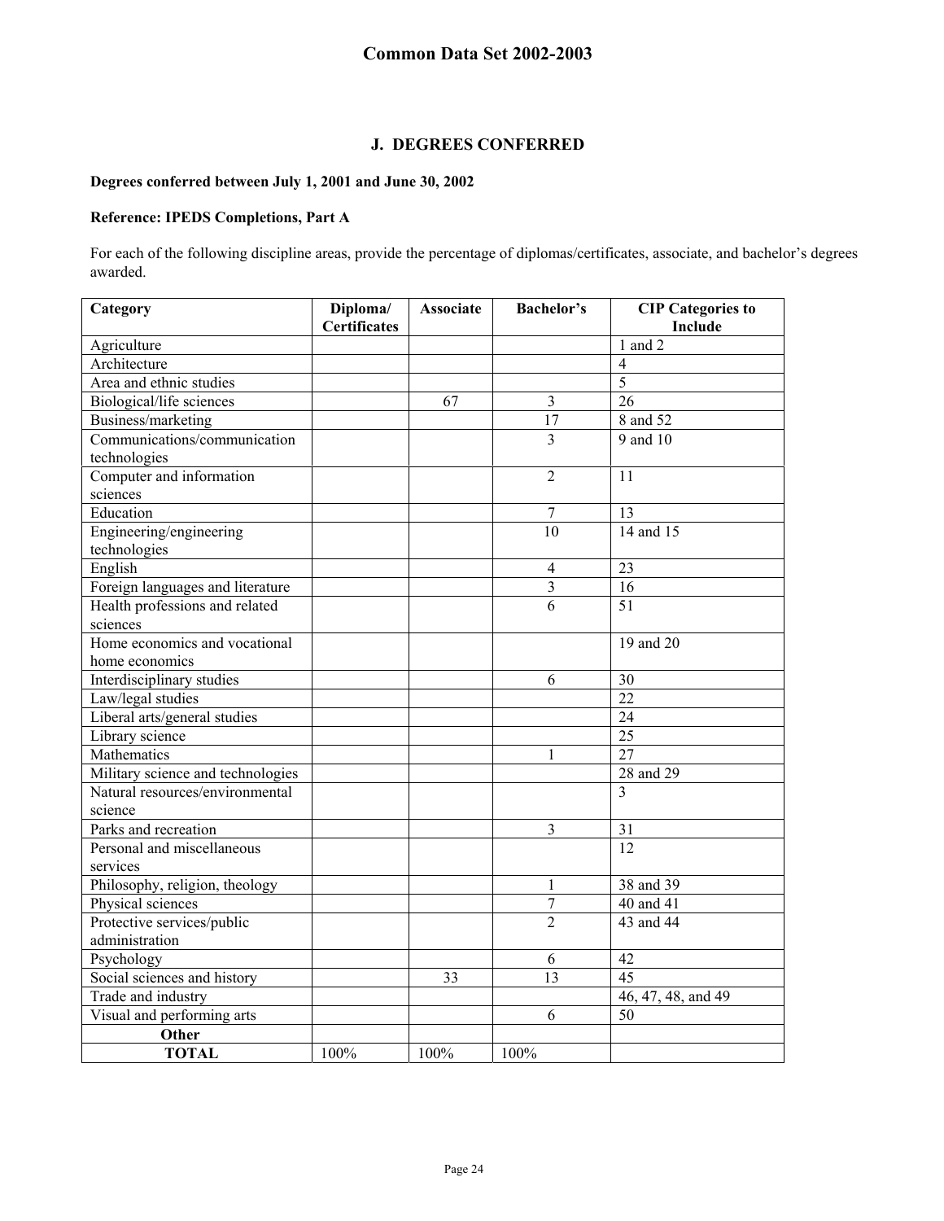# Common Data Set 2002-2003

## J. DEGREES CONFERRED

**Degrees conferred between July 1, 2001 and June 30, 2002**

**Reference: IPEDS Completions, Part A**

For each of the following discipline areas, provide the percentage of diplomas/certificates, associate, and bachelor's degrees awarded.

| Category | Diploma/ Certificates | Associate | Bachelor's | CIP Categories to Include |
|---|---|---|---|---|
| Agriculture | | | | 1 and 2 |
| Architecture | | | | 4 |
| Area and ethnic studies | | | | 5 |
| Biological/life sciences | | 67 | 3 | 26 |
| Business/marketing | | | 17 | 8 and 52 |
| Communications/communication technologies | | | 3 | 9 and 10 |
| Computer and information sciences | | | 2 | 11 |
| Education | | | 7 | 13 |
| Engineering/engineering technologies | | | 10 | 14 and 15 |
| English | | | 4 | 23 |
| Foreign languages and literature | | | 3 | 16 |
| Health professions and related sciences | | | 6 | 51 |
| Home economics and vocational home economics | | | | 19 and 20 |
| Interdisciplinary studies | | | 6 | 30 |
| Law/legal studies | | | | 22 |
| Liberal arts/general studies | | | | 24 |
| Library science | | | | 25 |
| Mathematics | | | 1 | 27 |
| Military science and technologies | | | | 28 and 29 |
| Natural resources/environmental science | | | | 3 |
| Parks and recreation | | | 3 | 31 |
| Personal and miscellaneous services | | | | 12 |
| Philosophy, religion, theology | | | 1 | 38 and 39 |
| Physical sciences | | | 7 | 40 and 41 |
| Protective services/public administration | | | 2 | 43 and 44 |
| Psychology | | | 6 | 42 |
| Social sciences and history | | 33 | 13 | 45 |
| Trade and industry | | | | 46, 47, 48, and 49 |
| Visual and performing arts | | | 6 | 50 |
| **Other** | | | | |
| **TOTAL** | 100% | 100% | 100% | |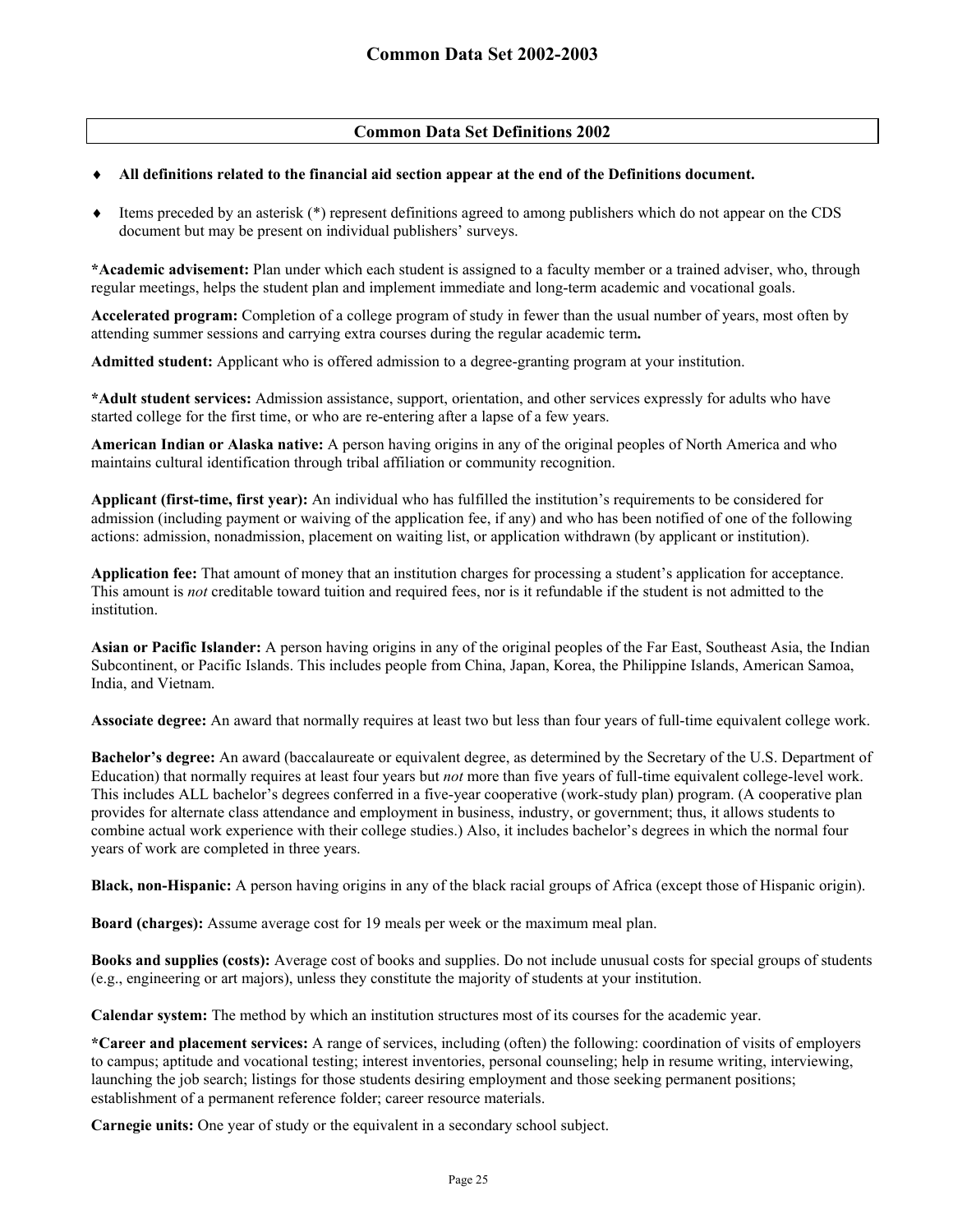# Common Data Set 2002-2003

## Common Data Set Definitions 2002

- **All definitions related to the financial aid section appear at the end of the Definitions document.**
- Items preceded by an asterisk (*) represent definitions agreed to among publishers which do not appear on the CDS document but may be present on individual publishers' surveys.

**\*Academic advisement:** Plan under which each student is assigned to a faculty member or a trained adviser, who, through regular meetings, helps the student plan and implement immediate and long-term academic and vocational goals.

**Accelerated program:** Completion of a college program of study in fewer than the usual number of years, most often by attending summer sessions and carrying extra courses during the regular academic term**.**

**Admitted student:** Applicant who is offered admission to a degree-granting program at your institution.

**\*Adult student services:** Admission assistance, support, orientation, and other services expressly for adults who have started college for the first time, or who are re-entering after a lapse of a few years.

**American Indian or Alaska native:** A person having origins in any of the original peoples of North America and who maintains cultural identification through tribal affiliation or community recognition.

**Applicant (first-time, first year):** An individual who has fulfilled the institution's requirements to be considered for admission (including payment or waiving of the application fee, if any) and who has been notified of one of the following actions: admission, nonadmission, placement on waiting list, or application withdrawn (by applicant or institution).

**Application fee:** That amount of money that an institution charges for processing a student's application for acceptance. This amount is *not* creditable toward tuition and required fees, nor is it refundable if the student is not admitted to the institution.

**Asian or Pacific Islander:** A person having origins in any of the original peoples of the Far East, Southeast Asia, the Indian Subcontinent, or Pacific Islands. This includes people from China, Japan, Korea, the Philippine Islands, American Samoa, India, and Vietnam.

**Associate degree:** An award that normally requires at least two but less than four years of full-time equivalent college work.

**Bachelor's degree:** An award (baccalaureate or equivalent degree, as determined by the Secretary of the U.S. Department of Education) that normally requires at least four years but *not* more than five years of full-time equivalent college-level work. This includes ALL bachelor's degrees conferred in a five-year cooperative (work-study plan) program. (A cooperative plan provides for alternate class attendance and employment in business, industry, or government; thus, it allows students to combine actual work experience with their college studies.) Also, it includes bachelor's degrees in which the normal four years of work are completed in three years.

**Black, non-Hispanic:** A person having origins in any of the black racial groups of Africa (except those of Hispanic origin).

**Board (charges):** Assume average cost for 19 meals per week or the maximum meal plan.

**Books and supplies (costs):** Average cost of books and supplies. Do not include unusual costs for special groups of students (e.g., engineering or art majors), unless they constitute the majority of students at your institution.

**Calendar system:** The method by which an institution structures most of its courses for the academic year.

**\*Career and placement services:** A range of services, including (often) the following: coordination of visits of employers to campus; aptitude and vocational testing; interest inventories, personal counseling; help in resume writing, interviewing, launching the job search; listings for those students desiring employment and those seeking permanent positions; establishment of a permanent reference folder; career resource materials.

**Carnegie units:** One year of study or the equivalent in a secondary school subject.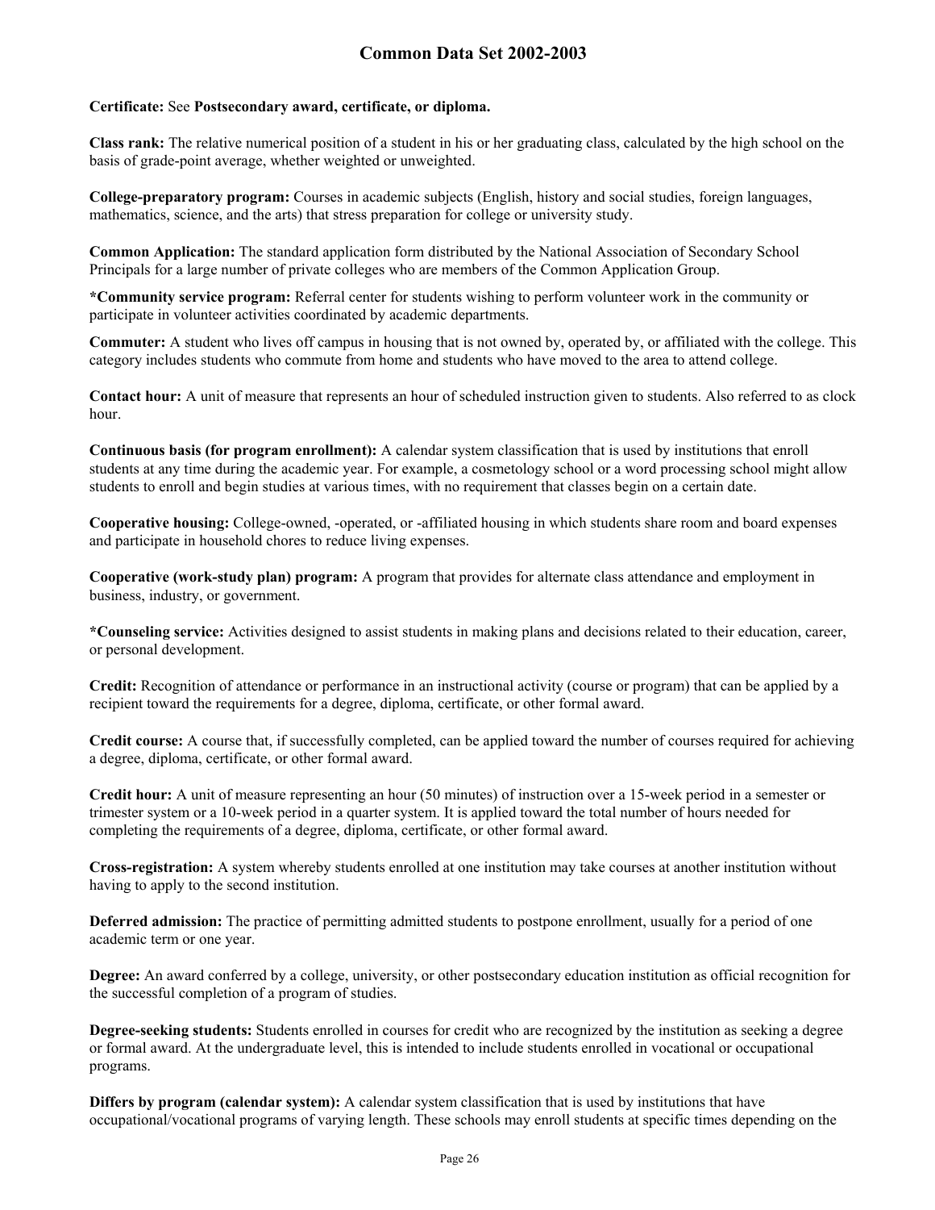**Certificate:** See **Postsecondary award, certificate, or diploma.**

**Class rank:** The relative numerical position of a student in his or her graduating class, calculated by the high school on the basis of grade-point average, whether weighted or unweighted.

**College-preparatory program:** Courses in academic subjects (English, history and social studies, foreign languages, mathematics, science, and the arts) that stress preparation for college or university study.

**Common Application:** The standard application form distributed by the National Association of Secondary School Principals for a large number of private colleges who are members of the Common Application Group.

***Community service program:** Referral center for students wishing to perform volunteer work in the community or participate in volunteer activities coordinated by academic departments.

**Commuter:** A student who lives off campus in housing that is not owned by, operated by, or affiliated with the college. This category includes students who commute from home and students who have moved to the area to attend college.

**Contact hour:** A unit of measure that represents an hour of scheduled instruction given to students. Also referred to as clock hour.

**Continuous basis (for program enrollment):** A calendar system classification that is used by institutions that enroll students at any time during the academic year. For example, a cosmetology school or a word processing school might allow students to enroll and begin studies at various times, with no requirement that classes begin on a certain date.

**Cooperative housing:** College-owned, -operated, or -affiliated housing in which students share room and board expenses and participate in household chores to reduce living expenses.

**Cooperative (work-study plan) program:** A program that provides for alternate class attendance and employment in business, industry, or government.

***Counseling service:** Activities designed to assist students in making plans and decisions related to their education, career, or personal development.

**Credit:** Recognition of attendance or performance in an instructional activity (course or program) that can be applied by a recipient toward the requirements for a degree, diploma, certificate, or other formal award.

**Credit course:** A course that, if successfully completed, can be applied toward the number of courses required for achieving a degree, diploma, certificate, or other formal award.

**Credit hour:** A unit of measure representing an hour (50 minutes) of instruction over a 15-week period in a semester or trimester system or a 10-week period in a quarter system. It is applied toward the total number of hours needed for completing the requirements of a degree, diploma, certificate, or other formal award.

**Cross-registration:** A system whereby students enrolled at one institution may take courses at another institution without having to apply to the second institution.

**Deferred admission:** The practice of permitting admitted students to postpone enrollment, usually for a period of one academic term or one year.

**Degree:** An award conferred by a college, university, or other postsecondary education institution as official recognition for the successful completion of a program of studies.

**Degree-seeking students:** Students enrolled in courses for credit who are recognized by the institution as seeking a degree or formal award. At the undergraduate level, this is intended to include students enrolled in vocational or occupational programs.

**Differs by program (calendar system):** A calendar system classification that is used by institutions that have occupational/vocational programs of varying length. These schools may enroll students at specific times depending on the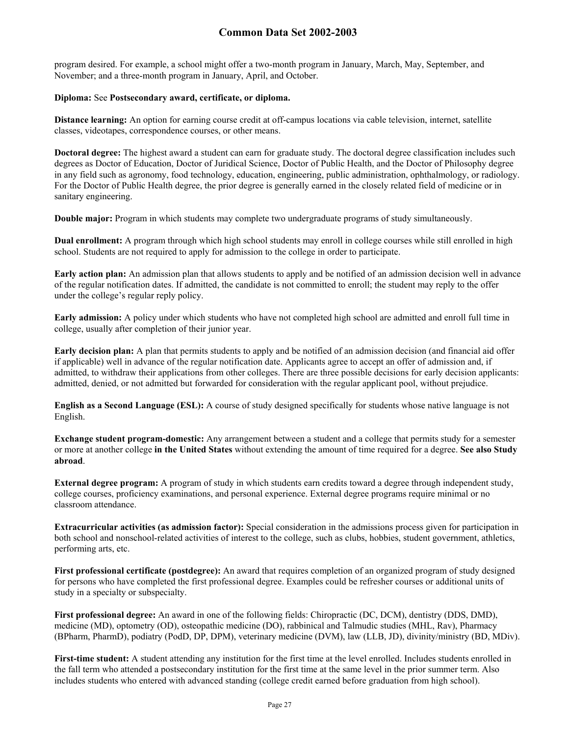program desired. For example, a school might offer a two-month program in January, March, May, September, and November; and a three-month program in January, April, and October.

**Diploma:** See **Postsecondary award, certificate, or diploma.**

**Distance learning:** An option for earning course credit at off-campus locations via cable television, internet, satellite classes, videotapes, correspondence courses, or other means.

**Doctoral degree:** The highest award a student can earn for graduate study. The doctoral degree classification includes such degrees as Doctor of Education, Doctor of Juridical Science, Doctor of Public Health, and the Doctor of Philosophy degree in any field such as agronomy, food technology, education, engineering, public administration, ophthalmology, or radiology. For the Doctor of Public Health degree, the prior degree is generally earned in the closely related field of medicine or in sanitary engineering.

**Double major:** Program in which students may complete two undergraduate programs of study simultaneously.

**Dual enrollment:** A program through which high school students may enroll in college courses while still enrolled in high school. Students are not required to apply for admission to the college in order to participate.

**Early action plan:** An admission plan that allows students to apply and be notified of an admission decision well in advance of the regular notification dates. If admitted, the candidate is not committed to enroll; the student may reply to the offer under the college's regular reply policy.

**Early admission:** A policy under which students who have not completed high school are admitted and enroll full time in college, usually after completion of their junior year.

**Early decision plan:** A plan that permits students to apply and be notified of an admission decision (and financial aid offer if applicable) well in advance of the regular notification date. Applicants agree to accept an offer of admission and, if admitted, to withdraw their applications from other colleges. There are three possible decisions for early decision applicants: admitted, denied, or not admitted but forwarded for consideration with the regular applicant pool, without prejudice.

**English as a Second Language (ESL):** A course of study designed specifically for students whose native language is not English.

**Exchange student program-domestic:** Any arrangement between a student and a college that permits study for a semester or more at another college **in the United States** without extending the amount of time required for a degree. **See also Study abroad**.

**External degree program:** A program of study in which students earn credits toward a degree through independent study, college courses, proficiency examinations, and personal experience. External degree programs require minimal or no classroom attendance.

**Extracurricular activities (as admission factor):** Special consideration in the admissions process given for participation in both school and nonschool-related activities of interest to the college, such as clubs, hobbies, student government, athletics, performing arts, etc.

**First professional certificate (postdegree):** An award that requires completion of an organized program of study designed for persons who have completed the first professional degree. Examples could be refresher courses or additional units of study in a specialty or subspecialty.

**First professional degree:** An award in one of the following fields: Chiropractic (DC, DCM), dentistry (DDS, DMD), medicine (MD), optometry (OD), osteopathic medicine (DO), rabbinical and Talmudic studies (MHL, Rav), Pharmacy (BPharm, PharmD), podiatry (PodD, DP, DPM), veterinary medicine (DVM), law (LLB, JD), divinity/ministry (BD, MDiv).

**First-time student:** A student attending any institution for the first time at the level enrolled. Includes students enrolled in the fall term who attended a postsecondary institution for the first time at the same level in the prior summer term. Also includes students who entered with advanced standing (college credit earned before graduation from high school).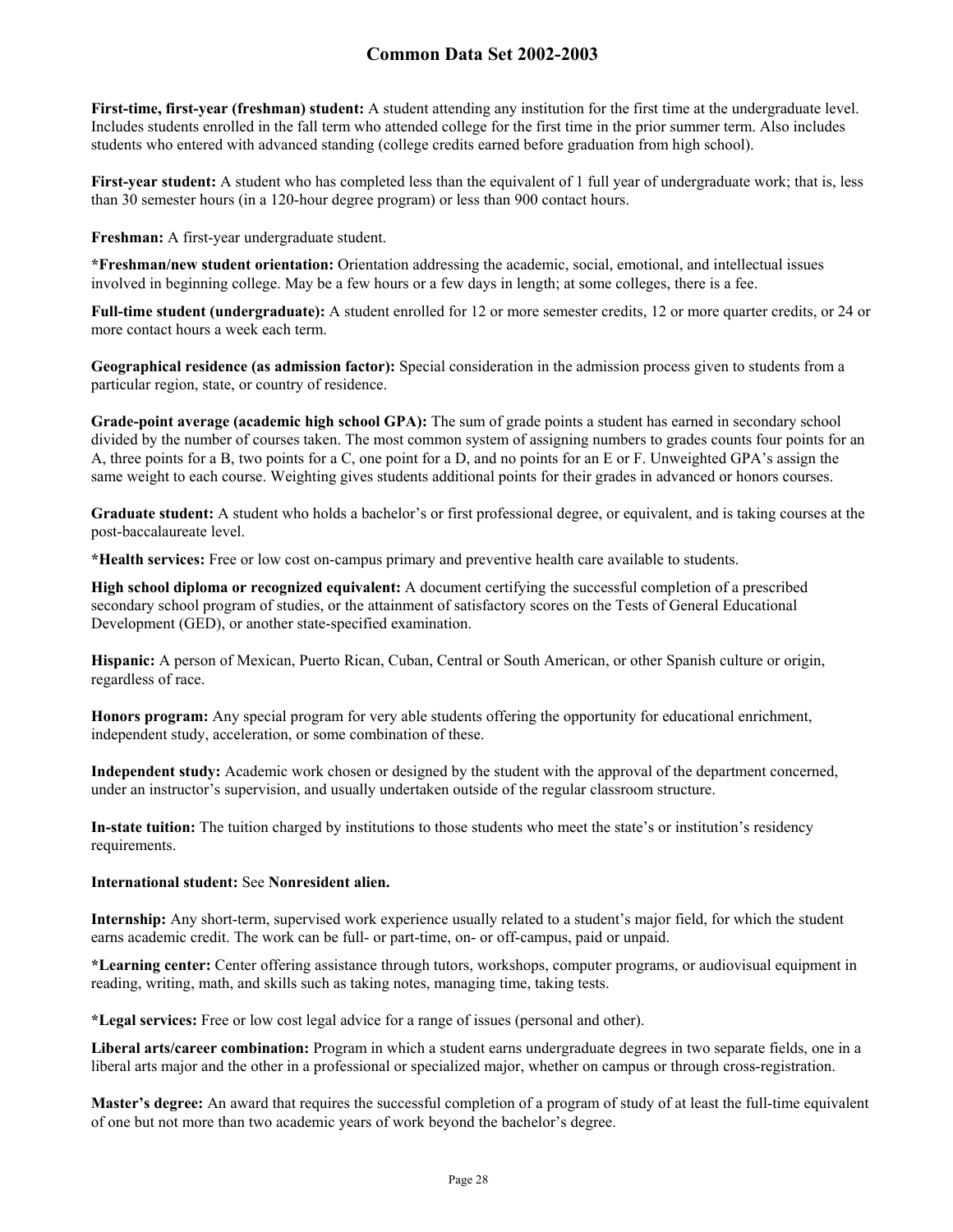**First-time, first-year (freshman) student:** A student attending any institution for the first time at the undergraduate level. Includes students enrolled in the fall term who attended college for the first time in the prior summer term. Also includes students who entered with advanced standing (college credits earned before graduation from high school).

**First-year student:** A student who has completed less than the equivalent of 1 full year of undergraduate work; that is, less than 30 semester hours (in a 120-hour degree program) or less than 900 contact hours.

**Freshman:** A first-year undergraduate student.

***Freshman/new student orientation:** Orientation addressing the academic, social, emotional, and intellectual issues involved in beginning college. May be a few hours or a few days in length; at some colleges, there is a fee.

**Full-time student (undergraduate):** A student enrolled for 12 or more semester credits, 12 or more quarter credits, or 24 or more contact hours a week each term.

**Geographical residence (as admission factor):** Special consideration in the admission process given to students from a particular region, state, or country of residence.

**Grade-point average (academic high school GPA):** The sum of grade points a student has earned in secondary school divided by the number of courses taken. The most common system of assigning numbers to grades counts four points for an A, three points for a B, two points for a C, one point for a D, and no points for an E or F. Unweighted GPA's assign the same weight to each course. Weighting gives students additional points for their grades in advanced or honors courses.

**Graduate student:** A student who holds a bachelor's or first professional degree, or equivalent, and is taking courses at the post-baccalaureate level.

***Health services:** Free or low cost on-campus primary and preventive health care available to students.

**High school diploma or recognized equivalent:** A document certifying the successful completion of a prescribed secondary school program of studies, or the attainment of satisfactory scores on the Tests of General Educational Development (GED), or another state-specified examination.

**Hispanic:** A person of Mexican, Puerto Rican, Cuban, Central or South American, or other Spanish culture or origin, regardless of race.

**Honors program:** Any special program for very able students offering the opportunity for educational enrichment, independent study, acceleration, or some combination of these.

**Independent study:** Academic work chosen or designed by the student with the approval of the department concerned, under an instructor's supervision, and usually undertaken outside of the regular classroom structure.

**In-state tuition:** The tuition charged by institutions to those students who meet the state's or institution's residency requirements.

**International student:** See **Nonresident alien.**

**Internship:** Any short-term, supervised work experience usually related to a student's major field, for which the student earns academic credit. The work can be full- or part-time, on- or off-campus, paid or unpaid.

***Learning center:** Center offering assistance through tutors, workshops, computer programs, or audiovisual equipment in reading, writing, math, and skills such as taking notes, managing time, taking tests.

***Legal services:** Free or low cost legal advice for a range of issues (personal and other).

**Liberal arts/career combination:** Program in which a student earns undergraduate degrees in two separate fields, one in a liberal arts major and the other in a professional or specialized major, whether on campus or through cross-registration.

**Master's degree:** An award that requires the successful completion of a program of study of at least the full-time equivalent of one but not more than two academic years of work beyond the bachelor's degree.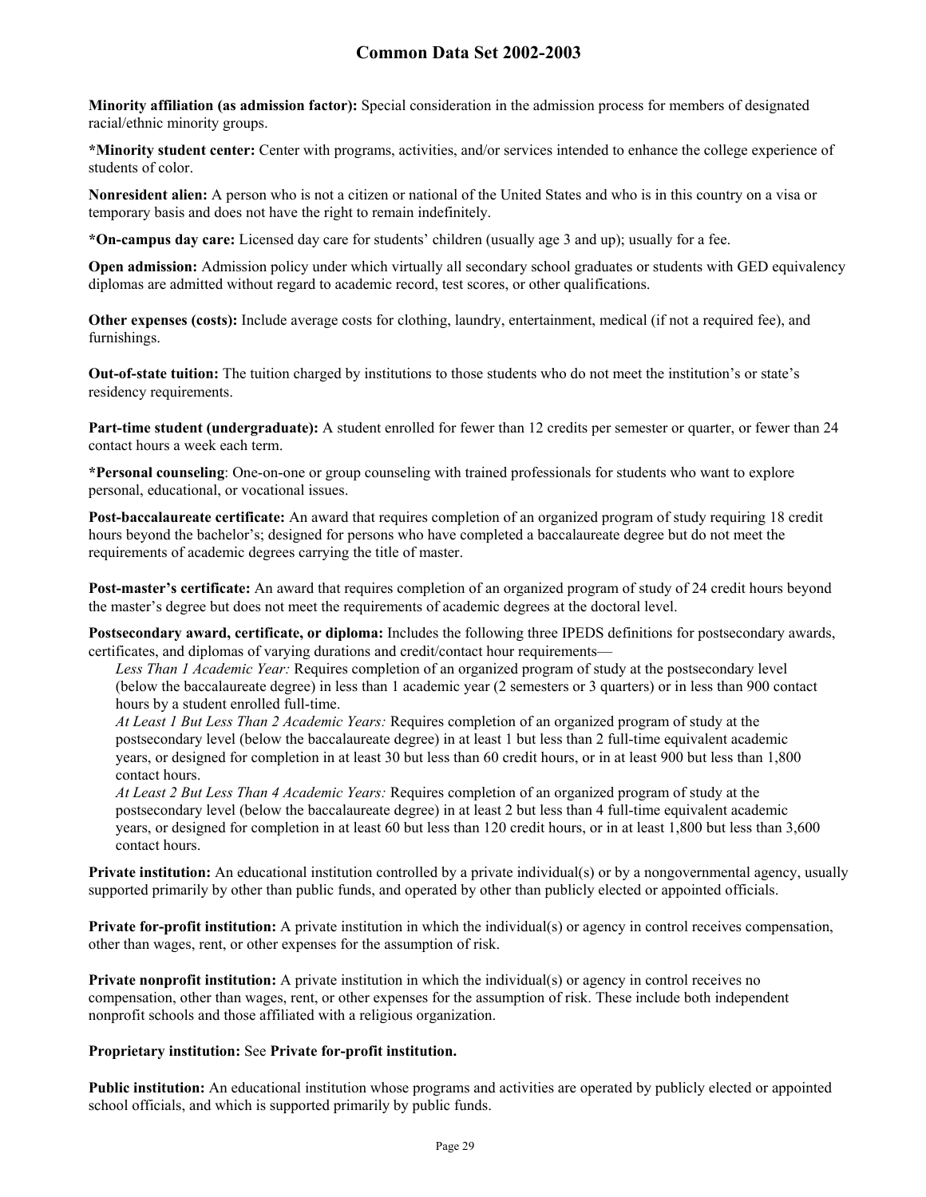**Minority affiliation (as admission factor):** Special consideration in the admission process for members of designated racial/ethnic minority groups.

***Minority student center:** Center with programs, activities, and/or services intended to enhance the college experience of students of color.

**Nonresident alien:** A person who is not a citizen or national of the United States and who is in this country on a visa or temporary basis and does not have the right to remain indefinitely.

***On-campus day care:** Licensed day care for students' children (usually age 3 and up); usually for a fee.

**Open admission:** Admission policy under which virtually all secondary school graduates or students with GED equivalency diplomas are admitted without regard to academic record, test scores, or other qualifications.

**Other expenses (costs):** Include average costs for clothing, laundry, entertainment, medical (if not a required fee), and furnishings.

**Out-of-state tuition:** The tuition charged by institutions to those students who do not meet the institution's or state's residency requirements.

**Part-time student (undergraduate):** A student enrolled for fewer than 12 credits per semester or quarter, or fewer than 24 contact hours a week each term.

***Personal counseling**: One-on-one or group counseling with trained professionals for students who want to explore personal, educational, or vocational issues.

**Post-baccalaureate certificate:** An award that requires completion of an organized program of study requiring 18 credit hours beyond the bachelor's; designed for persons who have completed a baccalaureate degree but do not meet the requirements of academic degrees carrying the title of master.

**Post-master's certificate:** An award that requires completion of an organized program of study of 24 credit hours beyond the master's degree but does not meet the requirements of academic degrees at the doctoral level.

**Postsecondary award, certificate, or diploma:** Includes the following three IPEDS definitions for postsecondary awards, certificates, and diplomas of varying durations and credit/contact hour requirements—

*Less Than 1 Academic Year:* Requires completion of an organized program of study at the postsecondary level (below the baccalaureate degree) in less than 1 academic year (2 semesters or 3 quarters) or in less than 900 contact hours by a student enrolled full-time.

*At Least 1 But Less Than 2 Academic Years:* Requires completion of an organized program of study at the postsecondary level (below the baccalaureate degree) in at least 1 but less than 2 full-time equivalent academic years, or designed for completion in at least 30 but less than 60 credit hours, or in at least 900 but less than 1,800 contact hours.

*At Least 2 But Less Than 4 Academic Years:* Requires completion of an organized program of study at the postsecondary level (below the baccalaureate degree) in at least 2 but less than 4 full-time equivalent academic years, or designed for completion in at least 60 but less than 120 credit hours, or in at least 1,800 but less than 3,600 contact hours.

**Private institution:** An educational institution controlled by a private individual(s) or by a nongovernmental agency, usually supported primarily by other than public funds, and operated by other than publicly elected or appointed officials.

**Private for-profit institution:** A private institution in which the individual(s) or agency in control receives compensation, other than wages, rent, or other expenses for the assumption of risk.

**Private nonprofit institution:** A private institution in which the individual(s) or agency in control receives no compensation, other than wages, rent, or other expenses for the assumption of risk. These include both independent nonprofit schools and those affiliated with a religious organization.

**Proprietary institution:** See **Private for-profit institution.**

**Public institution:** An educational institution whose programs and activities are operated by publicly elected or appointed school officials, and which is supported primarily by public funds.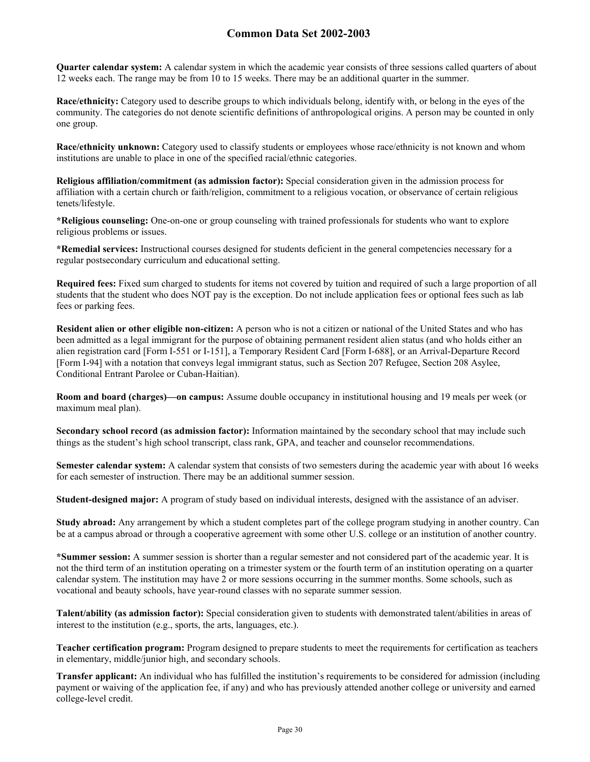**Quarter calendar system:** A calendar system in which the academic year consists of three sessions called quarters of about 12 weeks each. The range may be from 10 to 15 weeks. There may be an additional quarter in the summer.

**Race/ethnicity:** Category used to describe groups to which individuals belong, identify with, or belong in the eyes of the community. The categories do not denote scientific definitions of anthropological origins. A person may be counted in only one group.

**Race/ethnicity unknown:** Category used to classify students or employees whose race/ethnicity is not known and whom institutions are unable to place in one of the specified racial/ethnic categories.

**Religious affiliation/commitment (as admission factor):** Special consideration given in the admission process for affiliation with a certain church or faith/religion, commitment to a religious vocation, or observance of certain religious tenets/lifestyle.

**\*Religious counseling:** One-on-one or group counseling with trained professionals for students who want to explore religious problems or issues.

**\*Remedial services:** Instructional courses designed for students deficient in the general competencies necessary for a regular postsecondary curriculum and educational setting.

**Required fees:** Fixed sum charged to students for items not covered by tuition and required of such a large proportion of all students that the student who does NOT pay is the exception. Do not include application fees or optional fees such as lab fees or parking fees.

**Resident alien or other eligible non-citizen:** A person who is not a citizen or national of the United States and who has been admitted as a legal immigrant for the purpose of obtaining permanent resident alien status (and who holds either an alien registration card [Form I-551 or I-151], a Temporary Resident Card [Form I-688], or an Arrival-Departure Record [Form I-94] with a notation that conveys legal immigrant status, such as Section 207 Refugee, Section 208 Asylee, Conditional Entrant Parolee or Cuban-Haitian).

**Room and board (charges)—on campus:** Assume double occupancy in institutional housing and 19 meals per week (or maximum meal plan).

**Secondary school record (as admission factor):** Information maintained by the secondary school that may include such things as the student's high school transcript, class rank, GPA, and teacher and counselor recommendations.

**Semester calendar system:** A calendar system that consists of two semesters during the academic year with about 16 weeks for each semester of instruction. There may be an additional summer session.

**Student-designed major:** A program of study based on individual interests, designed with the assistance of an adviser.

**Study abroad:** Any arrangement by which a student completes part of the college program studying in another country. Can be at a campus abroad or through a cooperative agreement with some other U.S. college or an institution of another country.

**\*Summer session:** A summer session is shorter than a regular semester and not considered part of the academic year. It is not the third term of an institution operating on a trimester system or the fourth term of an institution operating on a quarter calendar system. The institution may have 2 or more sessions occurring in the summer months. Some schools, such as vocational and beauty schools, have year-round classes with no separate summer session.

**Talent/ability (as admission factor):** Special consideration given to students with demonstrated talent/abilities in areas of interest to the institution (e.g., sports, the arts, languages, etc.).

**Teacher certification program:** Program designed to prepare students to meet the requirements for certification as teachers in elementary, middle/junior high, and secondary schools.

**Transfer applicant:** An individual who has fulfilled the institution's requirements to be considered for admission (including payment or waiving of the application fee, if any) and who has previously attended another college or university and earned college-level credit.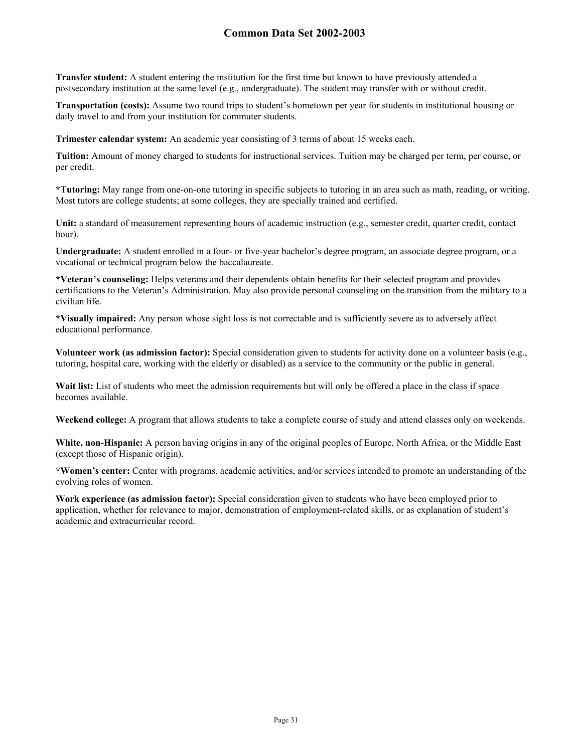**Transfer student:** A student entering the institution for the first time but known to have previously attended a postsecondary institution at the same level (e.g., undergraduate). The student may transfer with or without credit.

**Transportation (costs):** Assume two round trips to student's hometown per year for students in institutional housing or daily travel to and from your institution for commuter students.

**Trimester calendar system:** An academic year consisting of 3 terms of about 15 weeks each.

**Tuition:** Amount of money charged to students for instructional services. Tuition may be charged per term, per course, or per credit.

***Tutoring:** May range from one-on-one tutoring in specific subjects to tutoring in an area such as math, reading, or writing. Most tutors are college students; at some colleges, they are specially trained and certified.

**Unit:** a standard of measurement representing hours of academic instruction (e.g., semester credit, quarter credit, contact hour).

**Undergraduate:** A student enrolled in a four- or five-year bachelor's degree program, an associate degree program, or a vocational or technical program below the baccalaureate.

***Veteran's counseling:** Helps veterans and their dependents obtain benefits for their selected program and provides certifications to the Veteran's Administration. May also provide personal counseling on the transition from the military to a civilian life.

***Visually impaired:** Any person whose sight loss is not correctable and is sufficiently severe as to adversely affect educational performance.

**Volunteer work (as admission factor):** Special consideration given to students for activity done on a volunteer basis (e.g., tutoring, hospital care, working with the elderly or disabled) as a service to the community or the public in general.

**Wait list:** List of students who meet the admission requirements but will only be offered a place in the class if space becomes available.

**Weekend college:** A program that allows students to take a complete course of study and attend classes only on weekends.

**White, non-Hispanic:** A person having origins in any of the original peoples of Europe, North Africa, or the Middle East (except those of Hispanic origin).

***Women's center:** Center with programs, academic activities, and/or services intended to promote an understanding of the evolving roles of women.

**Work experience (as admission factor):** Special consideration given to students who have been employed prior to application, whether for relevance to major, demonstration of employment-related skills, or as explanation of student's academic and extracurricular record.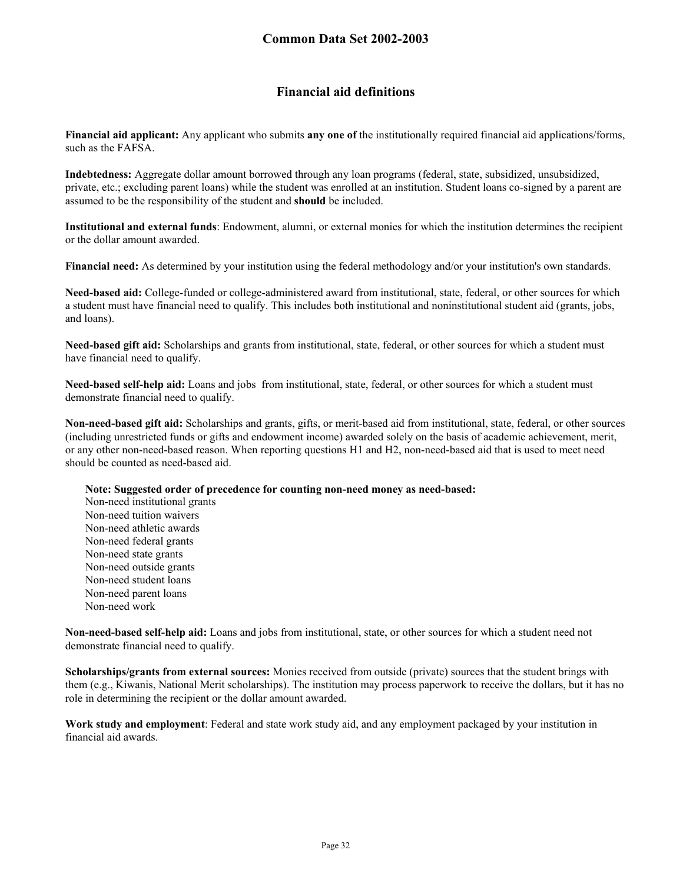## Financial aid definitions

**Financial aid applicant:** Any applicant who submits **any one of** the institutionally required financial aid applications/forms, such as the FAFSA.

**Indebtedness:** Aggregate dollar amount borrowed through any loan programs (federal, state, subsidized, unsubsidized, private, etc.; excluding parent loans) while the student was enrolled at an institution. Student loans co-signed by a parent are assumed to be the responsibility of the student and **should** be included.

**Institutional and external funds**: Endowment, alumni, or external monies for which the institution determines the recipient or the dollar amount awarded.

**Financial need:** As determined by your institution using the federal methodology and/or your institution's own standards.

**Need-based aid:** College-funded or college-administered award from institutional, state, federal, or other sources for which a student must have financial need to qualify. This includes both institutional and noninstitutional student aid (grants, jobs, and loans).

**Need-based gift aid:** Scholarships and grants from institutional, state, federal, or other sources for which a student must have financial need to qualify.

**Need-based self-help aid:** Loans and jobs from institutional, state, federal, or other sources for which a student must demonstrate financial need to qualify.

**Non-need-based gift aid:** Scholarships and grants, gifts, or merit-based aid from institutional, state, federal, or other sources (including unrestricted funds or gifts and endowment income) awarded solely on the basis of academic achievement, merit, or any other non-need-based reason. When reporting questions H1 and H2, non-need-based aid that is used to meet need should be counted as need-based aid.

**Note: Suggested order of precedence for counting non-need money as need-based:**
Non-need institutional grants
Non-need tuition waivers
Non-need athletic awards
Non-need federal grants
Non-need state grants
Non-need outside grants
Non-need student loans
Non-need parent loans
Non-need work

**Non-need-based self-help aid:** Loans and jobs from institutional, state, or other sources for which a student need not demonstrate financial need to qualify.

**Scholarships/grants from external sources:** Monies received from outside (private) sources that the student brings with them (e.g., Kiwanis, National Merit scholarships). The institution may process paperwork to receive the dollars, but it has no role in determining the recipient or the dollar amount awarded.

**Work study and employment**: Federal and state work study aid, and any employment packaged by your institution in financial aid awards.